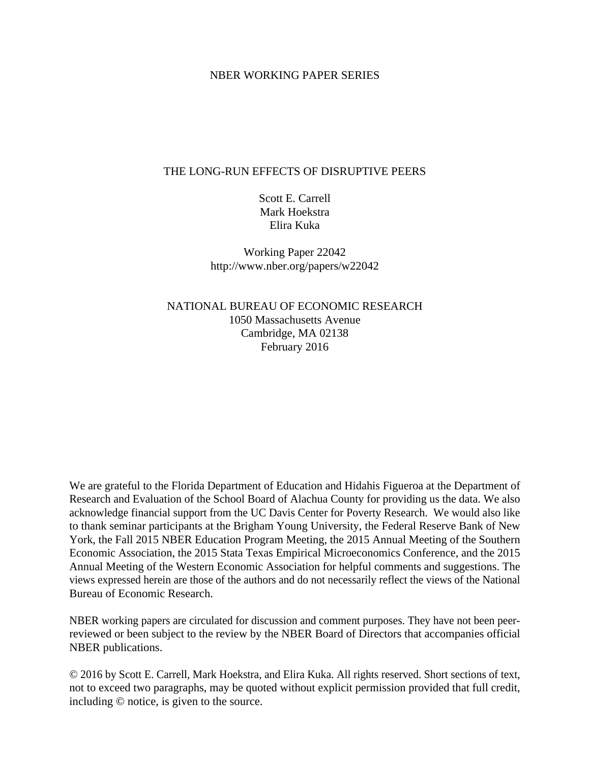NBER WORKING PAPER SERIES

# THE LONG-RUN EFFECTS OF DISRUPTIVE PEERS

Scott E. Carrell
Mark Hoekstra
Elira Kuka

Working Paper 22042
http://www.nber.org/papers/w22042

NATIONAL BUREAU OF ECONOMIC RESEARCH
1050 Massachusetts Avenue
Cambridge, MA 02138
February 2016

We are grateful to the Florida Department of Education and Hidahis Figueroa at the Department of Research and Evaluation of the School Board of Alachua County for providing us the data. We also acknowledge financial support from the UC Davis Center for Poverty Research. We would also like to thank seminar participants at the Brigham Young University, the Federal Reserve Bank of New York, the Fall 2015 NBER Education Program Meeting, the 2015 Annual Meeting of the Southern Economic Association, the 2015 Stata Texas Empirical Microeconomics Conference, and the 2015 Annual Meeting of the Western Economic Association for helpful comments and suggestions. The views expressed herein are those of the authors and do not necessarily reflect the views of the National Bureau of Economic Research.

NBER working papers are circulated for discussion and comment purposes. They have not been peer-reviewed or been subject to the review by the NBER Board of Directors that accompanies official NBER publications.

© 2016 by Scott E. Carrell, Mark Hoekstra, and Elira Kuka. All rights reserved. Short sections of text, not to exceed two paragraphs, may be quoted without explicit permission provided that full credit, including © notice, is given to the source.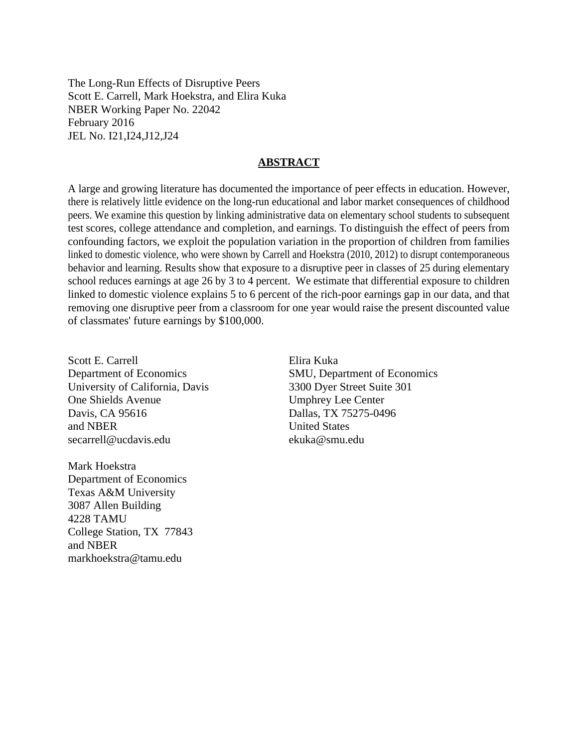The Long-Run Effects of Disruptive Peers
Scott E. Carrell, Mark Hoekstra, and Elira Kuka
NBER Working Paper No. 22042
February 2016
JEL No. I21,I24,J12,J24

## ABSTRACT

A large and growing literature has documented the importance of peer effects in education. However, there is relatively little evidence on the long-run educational and labor market consequences of childhood peers. We examine this question by linking administrative data on elementary school students to subsequent test scores, college attendance and completion, and earnings. To distinguish the effect of peers from confounding factors, we exploit the population variation in the proportion of children from families linked to domestic violence, who were shown by Carrell and Hoekstra (2010, 2012) to disrupt contemporaneous behavior and learning. Results show that exposure to a disruptive peer in classes of 25 during elementary school reduces earnings at age 26 by 3 to 4 percent. We estimate that differential exposure to children linked to domestic violence explains 5 to 6 percent of the rich-poor earnings gap in our data, and that removing one disruptive peer from a classroom for one year would raise the present discounted value of classmates' future earnings by $100,000.

Scott E. Carrell
Department of Economics
University of California, Davis
One Shields Avenue
Davis, CA 95616
and NBER
secarrell@ucdavis.edu

Mark Hoekstra
Department of Economics
Texas A&M University
3087 Allen Building
4228 TAMU
College Station, TX 77843
and NBER
markhoekstra@tamu.edu

Elira Kuka
SMU, Department of Economics
3300 Dyer Street Suite 301
Umphrey Lee Center
Dallas, TX 75275-0496
United States
ekuka@smu.edu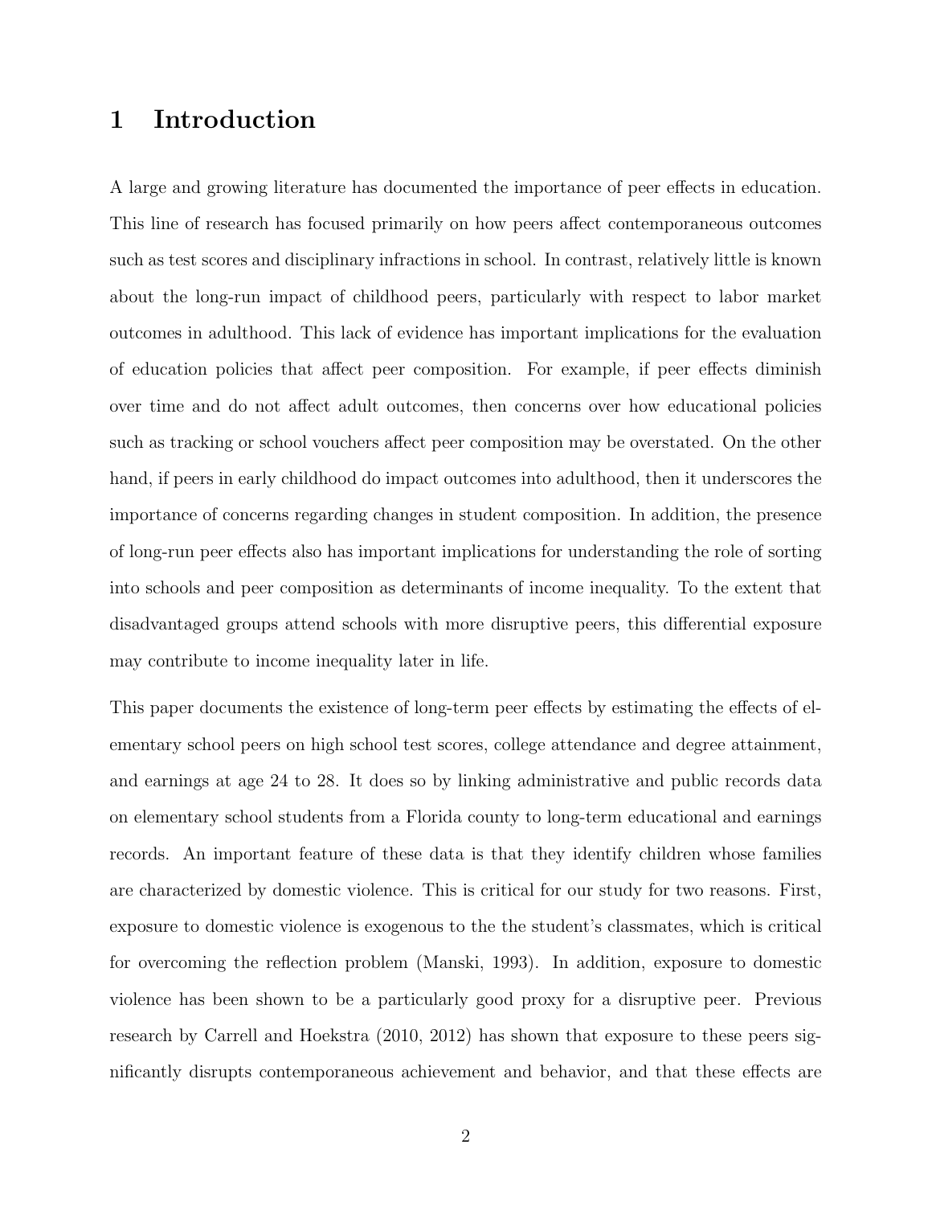# 1 Introduction

A large and growing literature has documented the importance of peer effects in education. This line of research has focused primarily on how peers affect contemporaneous outcomes such as test scores and disciplinary infractions in school. In contrast, relatively little is known about the long-run impact of childhood peers, particularly with respect to labor market outcomes in adulthood. This lack of evidence has important implications for the evaluation of education policies that affect peer composition. For example, if peer effects diminish over time and do not affect adult outcomes, then concerns over how educational policies such as tracking or school vouchers affect peer composition may be overstated. On the other hand, if peers in early childhood do impact outcomes into adulthood, then it underscores the importance of concerns regarding changes in student composition. In addition, the presence of long-run peer effects also has important implications for understanding the role of sorting into schools and peer composition as determinants of income inequality. To the extent that disadvantaged groups attend schools with more disruptive peers, this differential exposure may contribute to income inequality later in life.

This paper documents the existence of long-term peer effects by estimating the effects of elementary school peers on high school test scores, college attendance and degree attainment, and earnings at age 24 to 28. It does so by linking administrative and public records data on elementary school students from a Florida county to long-term educational and earnings records. An important feature of these data is that they identify children whose families are characterized by domestic violence. This is critical for our study for two reasons. First, exposure to domestic violence is exogenous to the the student's classmates, which is critical for overcoming the reflection problem (Manski, 1993). In addition, exposure to domestic violence has been shown to be a particularly good proxy for a disruptive peer. Previous research by Carrell and Hoekstra (2010, 2012) has shown that exposure to these peers significantly disrupts contemporaneous achievement and behavior, and that these effects are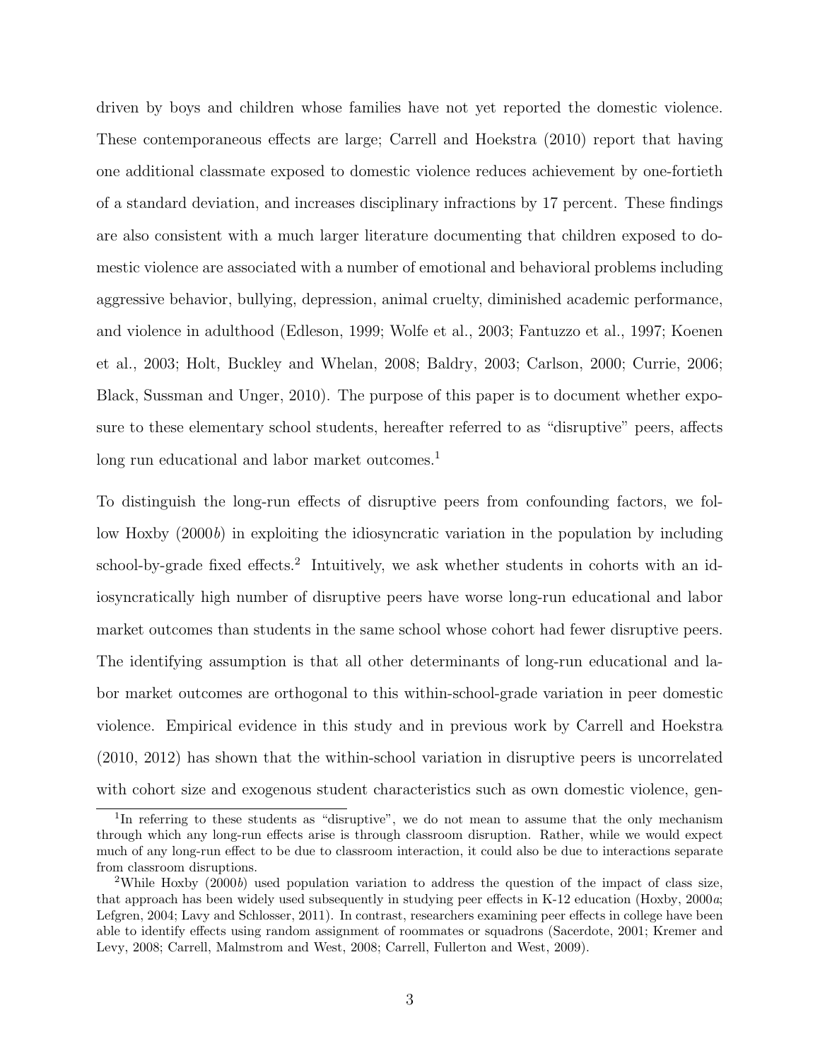driven by boys and children whose families have not yet reported the domestic violence. These contemporaneous effects are large; Carrell and Hoekstra (2010) report that having one additional classmate exposed to domestic violence reduces achievement by one-fortieth of a standard deviation, and increases disciplinary infractions by 17 percent. These findings are also consistent with a much larger literature documenting that children exposed to domestic violence are associated with a number of emotional and behavioral problems including aggressive behavior, bullying, depression, animal cruelty, diminished academic performance, and violence in adulthood (Edleson, 1999; Wolfe et al., 2003; Fantuzzo et al., 1997; Koenen et al., 2003; Holt, Buckley and Whelan, 2008; Baldry, 2003; Carlson, 2000; Currie, 2006; Black, Sussman and Unger, 2010). The purpose of this paper is to document whether exposure to these elementary school students, hereafter referred to as "disruptive" peers, affects long run educational and labor market outcomes.[1]

To distinguish the long-run effects of disruptive peers from confounding factors, we follow Hoxby (2000*b*) in exploiting the idiosyncratic variation in the population by including school-by-grade fixed effects.[2] Intuitively, we ask whether students in cohorts with an idiosyncratically high number of disruptive peers have worse long-run educational and labor market outcomes than students in the same school whose cohort had fewer disruptive peers. The identifying assumption is that all other determinants of long-run educational and labor market outcomes are orthogonal to this within-school-grade variation in peer domestic violence. Empirical evidence in this study and in previous work by Carrell and Hoekstra (2010, 2012) has shown that the within-school variation in disruptive peers is uncorrelated with cohort size and exogenous student characteristics such as own domestic violence, gen-

[1] In referring to these students as "disruptive", we do not mean to assume that the only mechanism through which any long-run effects arise is through classroom disruption. Rather, while we would expect much of any long-run effect to be due to classroom interaction, it could also be due to interactions separate from classroom disruptions.

[2] While Hoxby (2000*b*) used population variation to address the question of the impact of class size, that approach has been widely used subsequently in studying peer effects in K-12 education (Hoxby, 2000*a*; Lefgren, 2004; Lavy and Schlosser, 2011). In contrast, researchers examining peer effects in college have been able to identify effects using random assignment of roommates or squadrons (Sacerdote, 2001; Kremer and Levy, 2008; Carrell, Malmstrom and West, 2008; Carrell, Fullerton and West, 2009).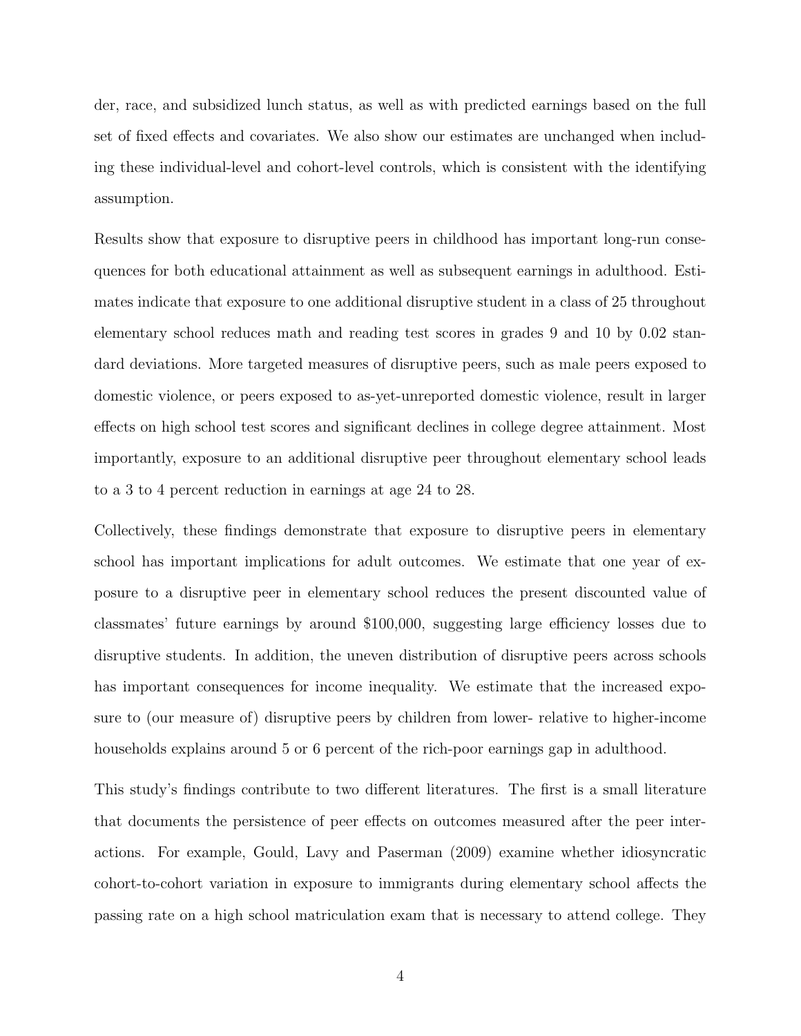der, race, and subsidized lunch status, as well as with predicted earnings based on the full set of fixed effects and covariates. We also show our estimates are unchanged when including these individual-level and cohort-level controls, which is consistent with the identifying assumption.

Results show that exposure to disruptive peers in childhood has important long-run consequences for both educational attainment as well as subsequent earnings in adulthood. Estimates indicate that exposure to one additional disruptive student in a class of 25 throughout elementary school reduces math and reading test scores in grades 9 and 10 by 0.02 standard deviations. More targeted measures of disruptive peers, such as male peers exposed to domestic violence, or peers exposed to as-yet-unreported domestic violence, result in larger effects on high school test scores and significant declines in college degree attainment. Most importantly, exposure to an additional disruptive peer throughout elementary school leads to a 3 to 4 percent reduction in earnings at age 24 to 28.

Collectively, these findings demonstrate that exposure to disruptive peers in elementary school has important implications for adult outcomes. We estimate that one year of exposure to a disruptive peer in elementary school reduces the present discounted value of classmates' future earnings by around $100,000, suggesting large efficiency losses due to disruptive students. In addition, the uneven distribution of disruptive peers across schools has important consequences for income inequality. We estimate that the increased exposure to (our measure of) disruptive peers by children from lower- relative to higher-income households explains around 5 or 6 percent of the rich-poor earnings gap in adulthood.

This study's findings contribute to two different literatures. The first is a small literature that documents the persistence of peer effects on outcomes measured after the peer interactions. For example, Gould, Lavy and Paserman (2009) examine whether idiosyncratic cohort-to-cohort variation in exposure to immigrants during elementary school affects the passing rate on a high school matriculation exam that is necessary to attend college. They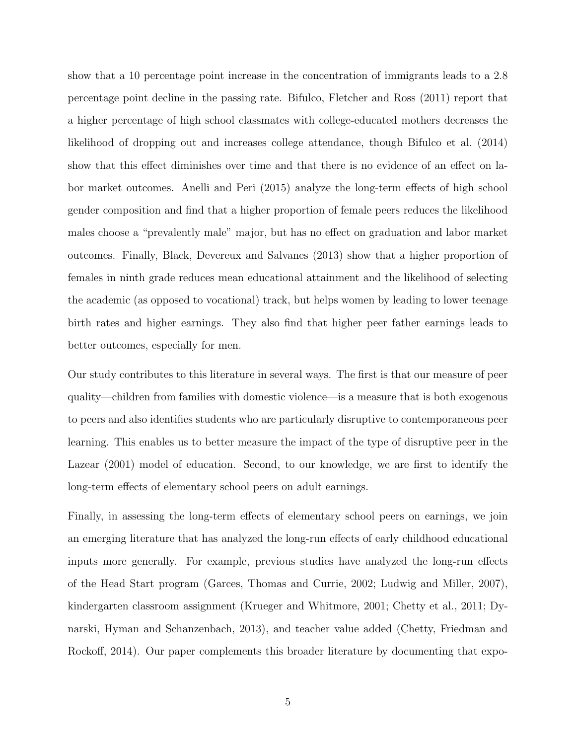show that a 10 percentage point increase in the concentration of immigrants leads to a 2.8 percentage point decline in the passing rate. Bifulco, Fletcher and Ross (2011) report that a higher percentage of high school classmates with college-educated mothers decreases the likelihood of dropping out and increases college attendance, though Bifulco et al. (2014) show that this effect diminishes over time and that there is no evidence of an effect on labor market outcomes. Anelli and Peri (2015) analyze the long-term effects of high school gender composition and find that a higher proportion of female peers reduces the likelihood males choose a "prevalently male" major, but has no effect on graduation and labor market outcomes. Finally, Black, Devereux and Salvanes (2013) show that a higher proportion of females in ninth grade reduces mean educational attainment and the likelihood of selecting the academic (as opposed to vocational) track, but helps women by leading to lower teenage birth rates and higher earnings. They also find that higher peer father earnings leads to better outcomes, especially for men.

Our study contributes to this literature in several ways. The first is that our measure of peer quality—children from families with domestic violence—is a measure that is both exogenous to peers and also identifies students who are particularly disruptive to contemporaneous peer learning. This enables us to better measure the impact of the type of disruptive peer in the Lazear (2001) model of education. Second, to our knowledge, we are first to identify the long-term effects of elementary school peers on adult earnings.

Finally, in assessing the long-term effects of elementary school peers on earnings, we join an emerging literature that has analyzed the long-run effects of early childhood educational inputs more generally. For example, previous studies have analyzed the long-run effects of the Head Start program (Garces, Thomas and Currie, 2002; Ludwig and Miller, 2007), kindergarten classroom assignment (Krueger and Whitmore, 2001; Chetty et al., 2011; Dynarski, Hyman and Schanzenbach, 2013), and teacher value added (Chetty, Friedman and Rockoff, 2014). Our paper complements this broader literature by documenting that expo-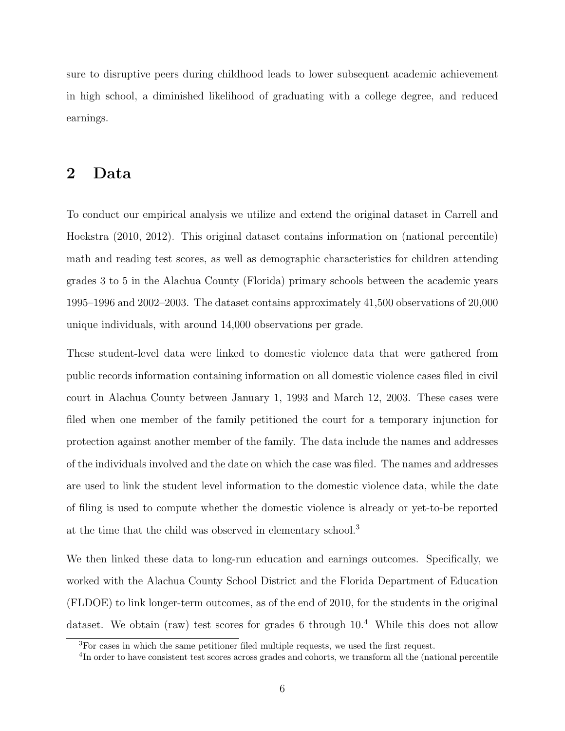sure to disruptive peers during childhood leads to lower subsequent academic achievement in high school, a diminished likelihood of graduating with a college degree, and reduced earnings.

## 2 Data

To conduct our empirical analysis we utilize and extend the original dataset in Carrell and Hoekstra (2010, 2012). This original dataset contains information on (national percentile) math and reading test scores, as well as demographic characteristics for children attending grades 3 to 5 in the Alachua County (Florida) primary schools between the academic years 1995–1996 and 2002–2003. The dataset contains approximately 41,500 observations of 20,000 unique individuals, with around 14,000 observations per grade.

These student-level data were linked to domestic violence data that were gathered from public records information containing information on all domestic violence cases filed in civil court in Alachua County between January 1, 1993 and March 12, 2003. These cases were filed when one member of the family petitioned the court for a temporary injunction for protection against another member of the family. The data include the names and addresses of the individuals involved and the date on which the case was filed. The names and addresses are used to link the student level information to the domestic violence data, while the date of filing is used to compute whether the domestic violence is already or yet-to-be reported at the time that the child was observed in elementary school.[3]

We then linked these data to long-run education and earnings outcomes. Specifically, we worked with the Alachua County School District and the Florida Department of Education (FLDOE) to link longer-term outcomes, as of the end of 2010, for the students in the original dataset. We obtain (raw) test scores for grades 6 through 10.[4] While this does not allow

[3]For cases in which the same petitioner filed multiple requests, we used the first request.

[4]In order to have consistent test scores across grades and cohorts, we transform all the (national percentile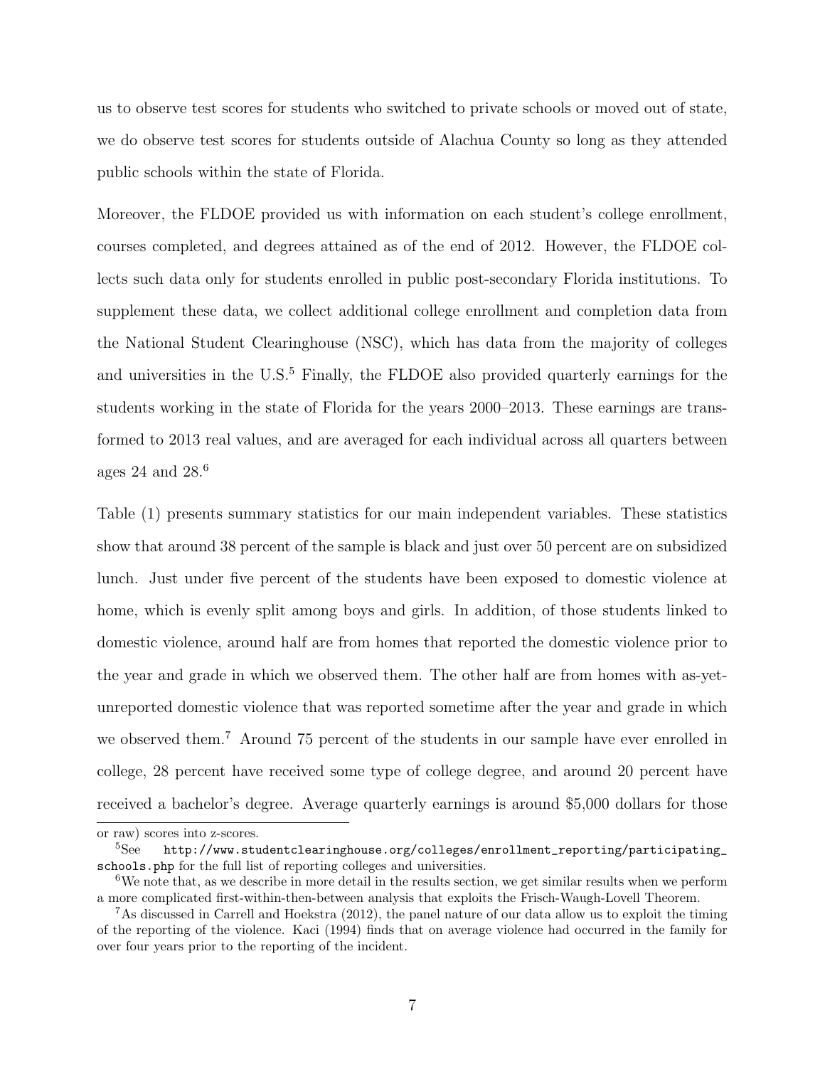us to observe test scores for students who switched to private schools or moved out of state, we do observe test scores for students outside of Alachua County so long as they attended public schools within the state of Florida.

Moreover, the FLDOE provided us with information on each student's college enrollment, courses completed, and degrees attained as of the end of 2012. However, the FLDOE collects such data only for students enrolled in public post-secondary Florida institutions. To supplement these data, we collect additional college enrollment and completion data from the National Student Clearinghouse (NSC), which has data from the majority of colleges and universities in the U.S.[5] Finally, the FLDOE also provided quarterly earnings for the students working in the state of Florida for the years 2000–2013. These earnings are transformed to 2013 real values, and are averaged for each individual across all quarters between ages 24 and 28.[6]

Table (1) presents summary statistics for our main independent variables. These statistics show that around 38 percent of the sample is black and just over 50 percent are on subsidized lunch. Just under five percent of the students have been exposed to domestic violence at home, which is evenly split among boys and girls. In addition, of those students linked to domestic violence, around half are from homes that reported the domestic violence prior to the year and grade in which we observed them. The other half are from homes with as-yet-unreported domestic violence that was reported sometime after the year and grade in which we observed them.[7] Around 75 percent of the students in our sample have ever enrolled in college, 28 percent have received some type of college degree, and around 20 percent have received a bachelor's degree. Average quarterly earnings is around $5,000 dollars for those

or raw) scores into z-scores.

[5] See http://www.studentclearinghouse.org/colleges/enrollment_reporting/participating_schools.php for the full list of reporting colleges and universities.

[6] We note that, as we describe in more detail in the results section, we get similar results when we perform a more complicated first-within-then-between analysis that exploits the Frisch-Waugh-Lovell Theorem.

[7] As discussed in Carrell and Hoekstra (2012), the panel nature of our data allow us to exploit the timing of the reporting of the violence. Kaci (1994) finds that on average violence had occurred in the family for over four years prior to the reporting of the incident.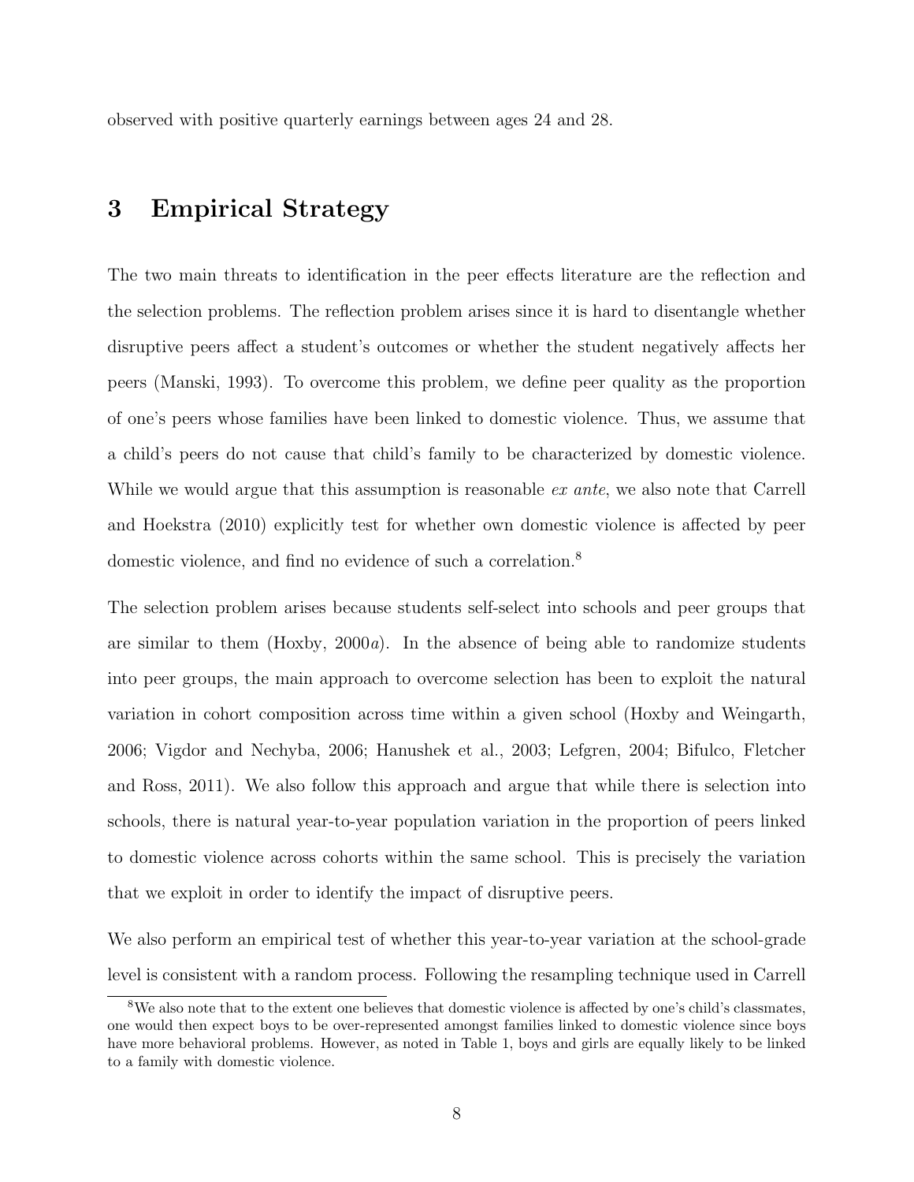observed with positive quarterly earnings between ages 24 and 28.

## 3 Empirical Strategy

The two main threats to identification in the peer effects literature are the reflection and the selection problems. The reflection problem arises since it is hard to disentangle whether disruptive peers affect a student's outcomes or whether the student negatively affects her peers (Manski, 1993). To overcome this problem, we define peer quality as the proportion of one's peers whose families have been linked to domestic violence. Thus, we assume that a child's peers do not cause that child's family to be characterized by domestic violence. While we would argue that this assumption is reasonable *ex ante*, we also note that Carrell and Hoekstra (2010) explicitly test for whether own domestic violence is affected by peer domestic violence, and find no evidence of such a correlation.[8]

The selection problem arises because students self-select into schools and peer groups that are similar to them (Hoxby, 2000*a*). In the absence of being able to randomize students into peer groups, the main approach to overcome selection has been to exploit the natural variation in cohort composition across time within a given school (Hoxby and Weingarth, 2006; Vigdor and Nechyba, 2006; Hanushek et al., 2003; Lefgren, 2004; Bifulco, Fletcher and Ross, 2011). We also follow this approach and argue that while there is selection into schools, there is natural year-to-year population variation in the proportion of peers linked to domestic violence across cohorts within the same school. This is precisely the variation that we exploit in order to identify the impact of disruptive peers.

We also perform an empirical test of whether this year-to-year variation at the school-grade level is consistent with a random process. Following the resampling technique used in Carrell

[8] We also note that to the extent one believes that domestic violence is affected by one's child's classmates, one would then expect boys to be over-represented amongst families linked to domestic violence since boys have more behavioral problems. However, as noted in Table 1, boys and girls are equally likely to be linked to a family with domestic violence.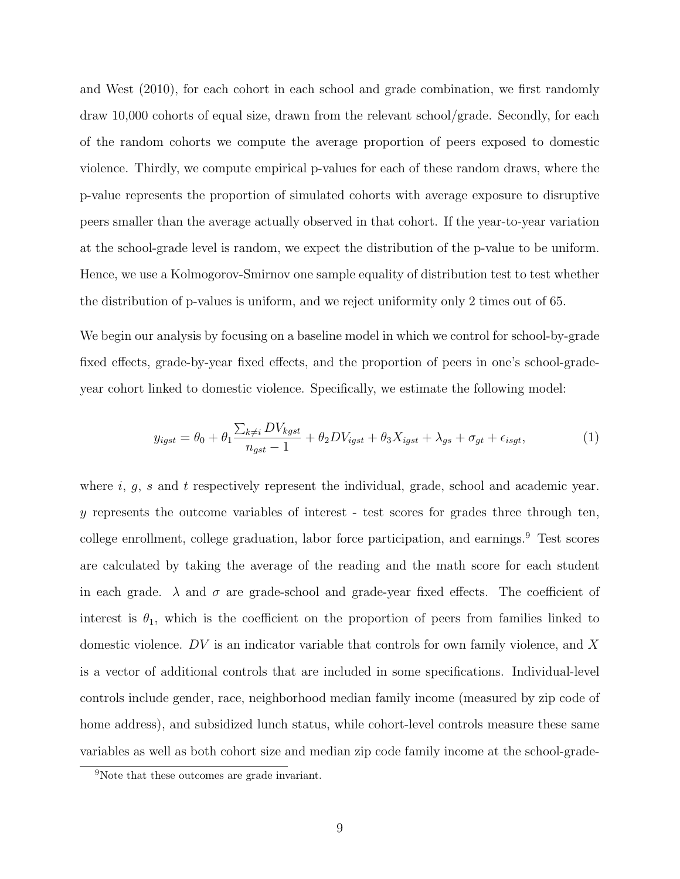and West (2010), for each cohort in each school and grade combination, we first randomly draw 10,000 cohorts of equal size, drawn from the relevant school/grade. Secondly, for each of the random cohorts we compute the average proportion of peers exposed to domestic violence. Thirdly, we compute empirical p-values for each of these random draws, where the p-value represents the proportion of simulated cohorts with average exposure to disruptive peers smaller than the average actually observed in that cohort. If the year-to-year variation at the school-grade level is random, we expect the distribution of the p-value to be uniform. Hence, we use a Kolmogorov-Smirnov one sample equality of distribution test to test whether the distribution of p-values is uniform, and we reject uniformity only 2 times out of 65.

We begin our analysis by focusing on a baseline model in which we control for school-by-grade fixed effects, grade-by-year fixed effects, and the proportion of peers in one's school-grade-year cohort linked to domestic violence. Specifically, we estimate the following model:

$$y_{igst} = \theta_0 + \theta_1 \frac{\sum_{k \neq i} DV_{kgst}}{n_{gst} - 1} + \theta_2 DV_{igst} + \theta_3 X_{igst} + \lambda_{gs} + \sigma_{gt} + \epsilon_{isgt}, \tag{1}$$

where $i$, $g$, $s$ and $t$ respectively represent the individual, grade, school and academic year. $y$ represents the outcome variables of interest - test scores for grades three through ten, college enrollment, college graduation, labor force participation, and earnings.[9] Test scores are calculated by taking the average of the reading and the math score for each student in each grade. $\lambda$ and $\sigma$ are grade-school and grade-year fixed effects. The coefficient of interest is $\theta_1$, which is the coefficient on the proportion of peers from families linked to domestic violence. $DV$ is an indicator variable that controls for own family violence, and $X$ is a vector of additional controls that are included in some specifications. Individual-level controls include gender, race, neighborhood median family income (measured by zip code of home address), and subsidized lunch status, while cohort-level controls measure these same variables as well as both cohort size and median zip code family income at the school-grade-

[9]Note that these outcomes are grade invariant.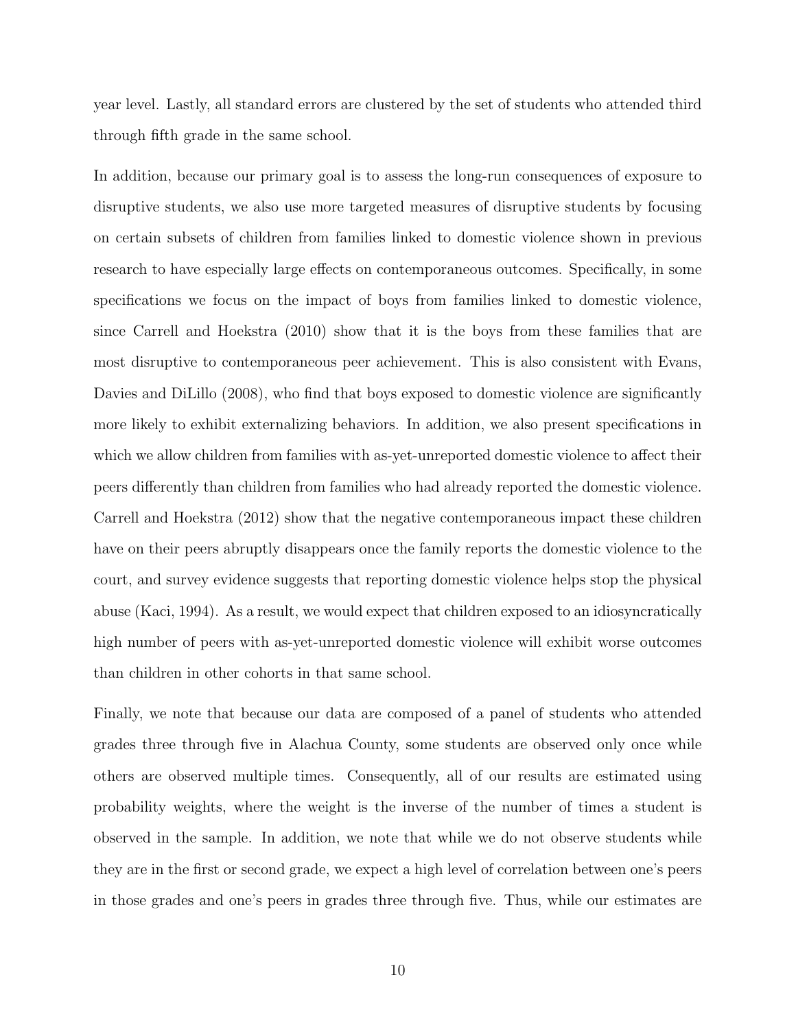year level. Lastly, all standard errors are clustered by the set of students who attended third through fifth grade in the same school.

In addition, because our primary goal is to assess the long-run consequences of exposure to disruptive students, we also use more targeted measures of disruptive students by focusing on certain subsets of children from families linked to domestic violence shown in previous research to have especially large effects on contemporaneous outcomes. Specifically, in some specifications we focus on the impact of boys from families linked to domestic violence, since Carrell and Hoekstra (2010) show that it is the boys from these families that are most disruptive to contemporaneous peer achievement. This is also consistent with Evans, Davies and DiLillo (2008), who find that boys exposed to domestic violence are significantly more likely to exhibit externalizing behaviors. In addition, we also present specifications in which we allow children from families with as-yet-unreported domestic violence to affect their peers differently than children from families who had already reported the domestic violence. Carrell and Hoekstra (2012) show that the negative contemporaneous impact these children have on their peers abruptly disappears once the family reports the domestic violence to the court, and survey evidence suggests that reporting domestic violence helps stop the physical abuse (Kaci, 1994). As a result, we would expect that children exposed to an idiosyncratically high number of peers with as-yet-unreported domestic violence will exhibit worse outcomes than children in other cohorts in that same school.

Finally, we note that because our data are composed of a panel of students who attended grades three through five in Alachua County, some students are observed only once while others are observed multiple times. Consequently, all of our results are estimated using probability weights, where the weight is the inverse of the number of times a student is observed in the sample. In addition, we note that while we do not observe students while they are in the first or second grade, we expect a high level of correlation between one's peers in those grades and one's peers in grades three through five. Thus, while our estimates are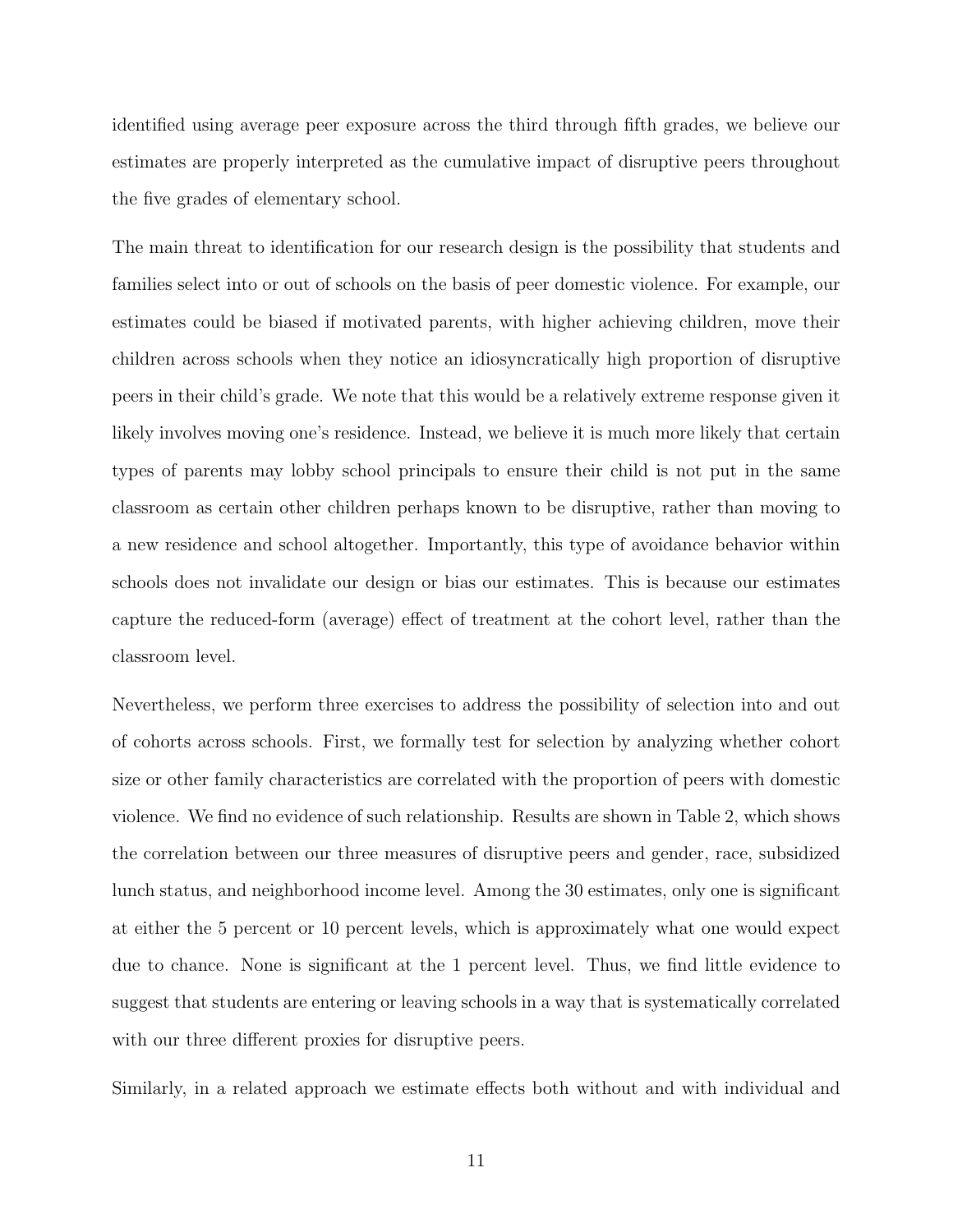identified using average peer exposure across the third through fifth grades, we believe our estimates are properly interpreted as the cumulative impact of disruptive peers throughout the five grades of elementary school.

The main threat to identification for our research design is the possibility that students and families select into or out of schools on the basis of peer domestic violence. For example, our estimates could be biased if motivated parents, with higher achieving children, move their children across schools when they notice an idiosyncratically high proportion of disruptive peers in their child's grade. We note that this would be a relatively extreme response given it likely involves moving one's residence. Instead, we believe it is much more likely that certain types of parents may lobby school principals to ensure their child is not put in the same classroom as certain other children perhaps known to be disruptive, rather than moving to a new residence and school altogether. Importantly, this type of avoidance behavior within schools does not invalidate our design or bias our estimates. This is because our estimates capture the reduced-form (average) effect of treatment at the cohort level, rather than the classroom level.

Nevertheless, we perform three exercises to address the possibility of selection into and out of cohorts across schools. First, we formally test for selection by analyzing whether cohort size or other family characteristics are correlated with the proportion of peers with domestic violence. We find no evidence of such relationship. Results are shown in Table 2, which shows the correlation between our three measures of disruptive peers and gender, race, subsidized lunch status, and neighborhood income level. Among the 30 estimates, only one is significant at either the 5 percent or 10 percent levels, which is approximately what one would expect due to chance. None is significant at the 1 percent level. Thus, we find little evidence to suggest that students are entering or leaving schools in a way that is systematically correlated with our three different proxies for disruptive peers.

Similarly, in a related approach we estimate effects both without and with individual and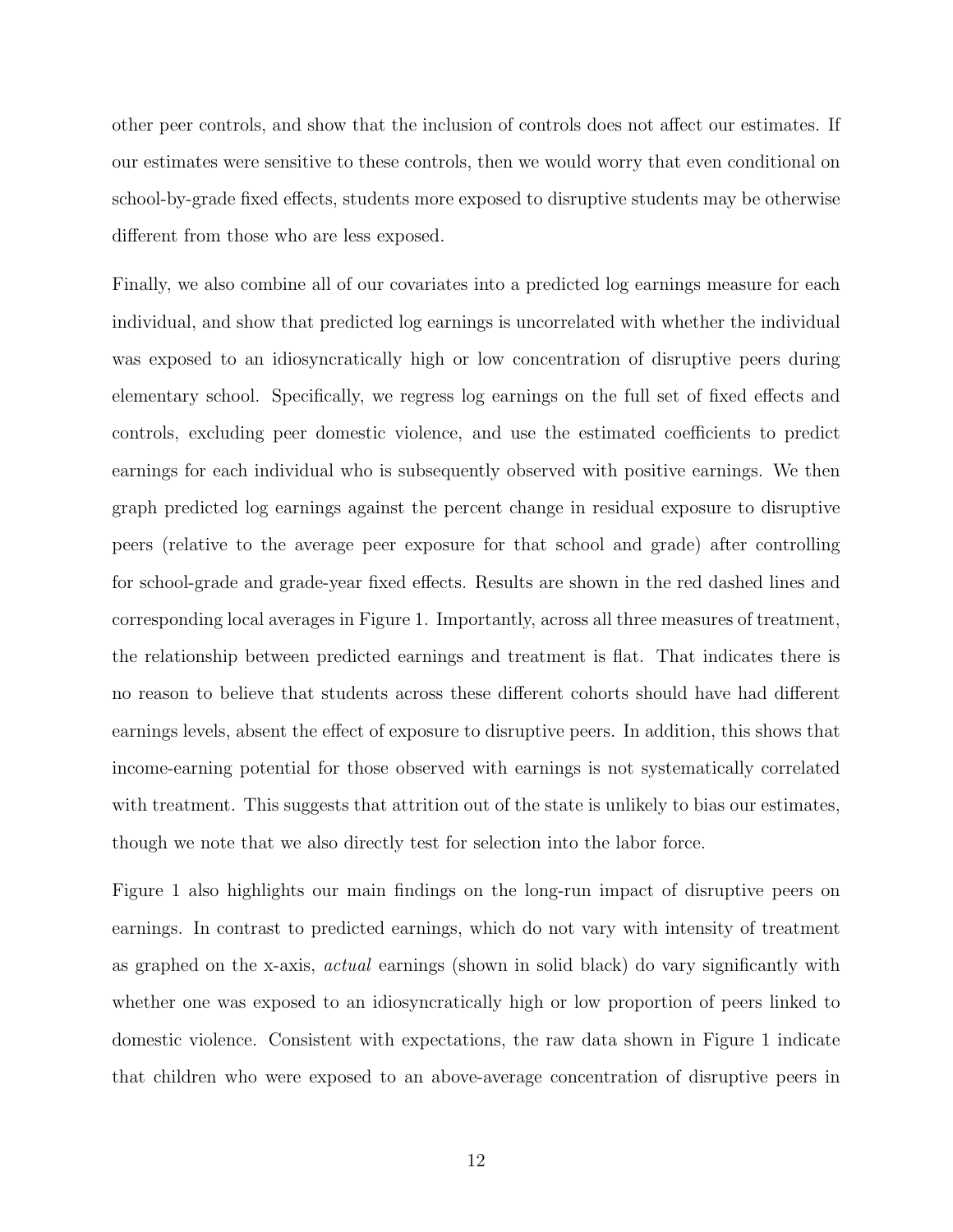other peer controls, and show that the inclusion of controls does not affect our estimates. If our estimates were sensitive to these controls, then we would worry that even conditional on school-by-grade fixed effects, students more exposed to disruptive students may be otherwise different from those who are less exposed.

Finally, we also combine all of our covariates into a predicted log earnings measure for each individual, and show that predicted log earnings is uncorrelated with whether the individual was exposed to an idiosyncratically high or low concentration of disruptive peers during elementary school. Specifically, we regress log earnings on the full set of fixed effects and controls, excluding peer domestic violence, and use the estimated coefficients to predict earnings for each individual who is subsequently observed with positive earnings. We then graph predicted log earnings against the percent change in residual exposure to disruptive peers (relative to the average peer exposure for that school and grade) after controlling for school-grade and grade-year fixed effects. Results are shown in the red dashed lines and corresponding local averages in Figure 1. Importantly, across all three measures of treatment, the relationship between predicted earnings and treatment is flat. That indicates there is no reason to believe that students across these different cohorts should have had different earnings levels, absent the effect of exposure to disruptive peers. In addition, this shows that income-earning potential for those observed with earnings is not systematically correlated with treatment. This suggests that attrition out of the state is unlikely to bias our estimates, though we note that we also directly test for selection into the labor force.

Figure 1 also highlights our main findings on the long-run impact of disruptive peers on earnings. In contrast to predicted earnings, which do not vary with intensity of treatment as graphed on the x-axis, *actual* earnings (shown in solid black) do vary significantly with whether one was exposed to an idiosyncratically high or low proportion of peers linked to domestic violence. Consistent with expectations, the raw data shown in Figure 1 indicate that children who were exposed to an above-average concentration of disruptive peers in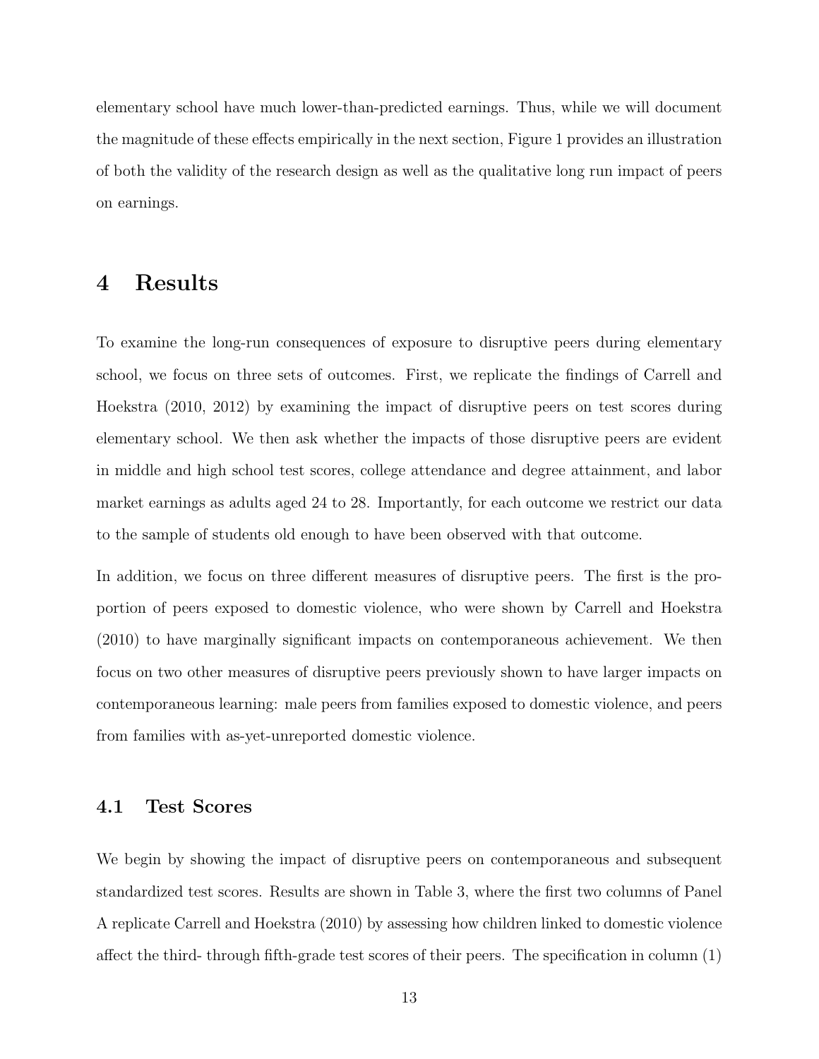elementary school have much lower-than-predicted earnings. Thus, while we will document the magnitude of these effects empirically in the next section, Figure 1 provides an illustration of both the validity of the research design as well as the qualitative long run impact of peers on earnings.

# 4 Results

To examine the long-run consequences of exposure to disruptive peers during elementary school, we focus on three sets of outcomes. First, we replicate the findings of Carrell and Hoekstra (2010, 2012) by examining the impact of disruptive peers on test scores during elementary school. We then ask whether the impacts of those disruptive peers are evident in middle and high school test scores, college attendance and degree attainment, and labor market earnings as adults aged 24 to 28. Importantly, for each outcome we restrict our data to the sample of students old enough to have been observed with that outcome.

In addition, we focus on three different measures of disruptive peers. The first is the proportion of peers exposed to domestic violence, who were shown by Carrell and Hoekstra (2010) to have marginally significant impacts on contemporaneous achievement. We then focus on two other measures of disruptive peers previously shown to have larger impacts on contemporaneous learning: male peers from families exposed to domestic violence, and peers from families with as-yet-unreported domestic violence.

## 4.1 Test Scores

We begin by showing the impact of disruptive peers on contemporaneous and subsequent standardized test scores. Results are shown in Table 3, where the first two columns of Panel A replicate Carrell and Hoekstra (2010) by assessing how children linked to domestic violence affect the third- through fifth-grade test scores of their peers. The specification in column (1)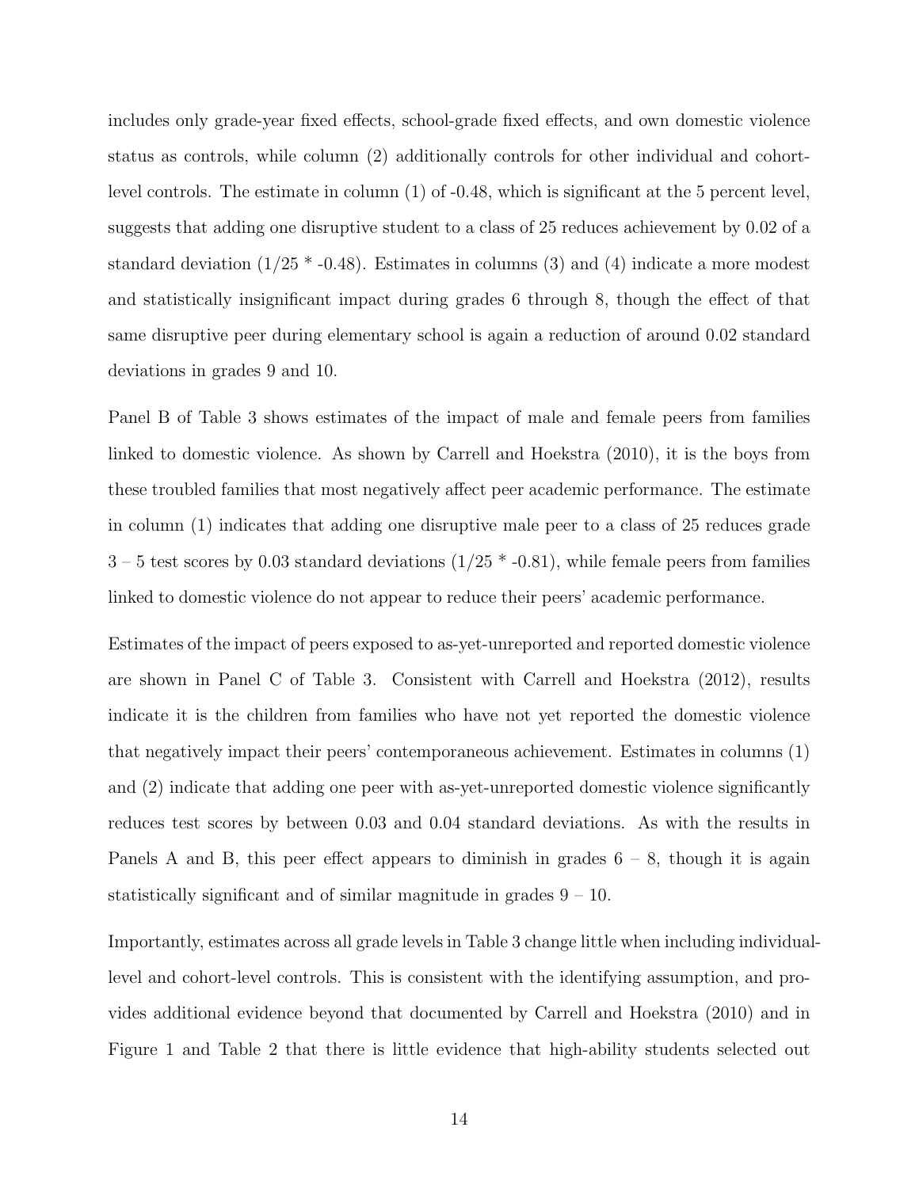includes only grade-year fixed effects, school-grade fixed effects, and own domestic violence status as controls, while column (2) additionally controls for other individual and cohort-level controls. The estimate in column (1) of -0.48, which is significant at the 5 percent level, suggests that adding one disruptive student to a class of 25 reduces achievement by 0.02 of a standard deviation (1/25 * -0.48). Estimates in columns (3) and (4) indicate a more modest and statistically insignificant impact during grades 6 through 8, though the effect of that same disruptive peer during elementary school is again a reduction of around 0.02 standard deviations in grades 9 and 10.

Panel B of Table 3 shows estimates of the impact of male and female peers from families linked to domestic violence. As shown by Carrell and Hoekstra (2010), it is the boys from these troubled families that most negatively affect peer academic performance. The estimate in column (1) indicates that adding one disruptive male peer to a class of 25 reduces grade 3 – 5 test scores by 0.03 standard deviations (1/25 * -0.81), while female peers from families linked to domestic violence do not appear to reduce their peers' academic performance.

Estimates of the impact of peers exposed to as-yet-unreported and reported domestic violence are shown in Panel C of Table 3. Consistent with Carrell and Hoekstra (2012), results indicate it is the children from families who have not yet reported the domestic violence that negatively impact their peers' contemporaneous achievement. Estimates in columns (1) and (2) indicate that adding one peer with as-yet-unreported domestic violence significantly reduces test scores by between 0.03 and 0.04 standard deviations. As with the results in Panels A and B, this peer effect appears to diminish in grades 6 – 8, though it is again statistically significant and of similar magnitude in grades 9 – 10.

Importantly, estimates across all grade levels in Table 3 change little when including individual-level and cohort-level controls. This is consistent with the identifying assumption, and provides additional evidence beyond that documented by Carrell and Hoekstra (2010) and in Figure 1 and Table 2 that there is little evidence that high-ability students selected out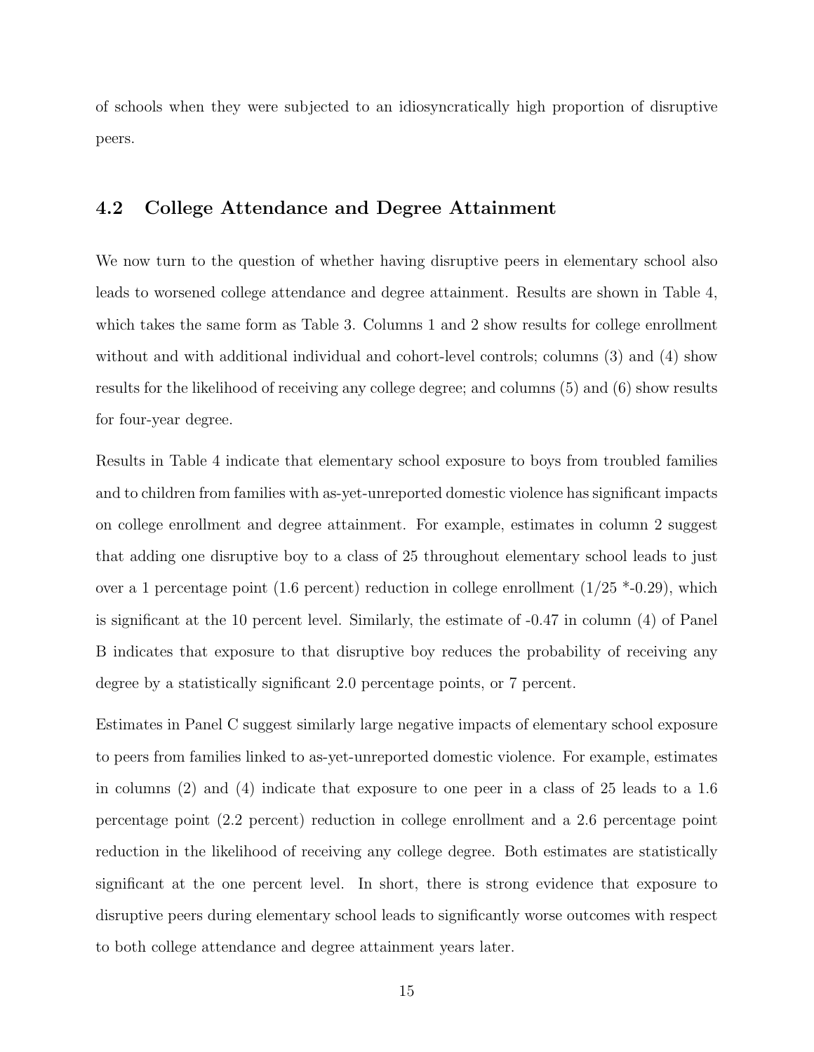of schools when they were subjected to an idiosyncratically high proportion of disruptive peers.

### 4.2 College Attendance and Degree Attainment

We now turn to the question of whether having disruptive peers in elementary school also leads to worsened college attendance and degree attainment. Results are shown in Table 4, which takes the same form as Table 3. Columns 1 and 2 show results for college enrollment without and with additional individual and cohort-level controls; columns (3) and (4) show results for the likelihood of receiving any college degree; and columns (5) and (6) show results for four-year degree.

Results in Table 4 indicate that elementary school exposure to boys from troubled families and to children from families with as-yet-unreported domestic violence has significant impacts on college enrollment and degree attainment. For example, estimates in column 2 suggest that adding one disruptive boy to a class of 25 throughout elementary school leads to just over a 1 percentage point (1.6 percent) reduction in college enrollment (1/25 *-0.29), which is significant at the 10 percent level. Similarly, the estimate of -0.47 in column (4) of Panel B indicates that exposure to that disruptive boy reduces the probability of receiving any degree by a statistically significant 2.0 percentage points, or 7 percent.

Estimates in Panel C suggest similarly large negative impacts of elementary school exposure to peers from families linked to as-yet-unreported domestic violence. For example, estimates in columns (2) and (4) indicate that exposure to one peer in a class of 25 leads to a 1.6 percentage point (2.2 percent) reduction in college enrollment and a 2.6 percentage point reduction in the likelihood of receiving any college degree. Both estimates are statistically significant at the one percent level. In short, there is strong evidence that exposure to disruptive peers during elementary school leads to significantly worse outcomes with respect to both college attendance and degree attainment years later.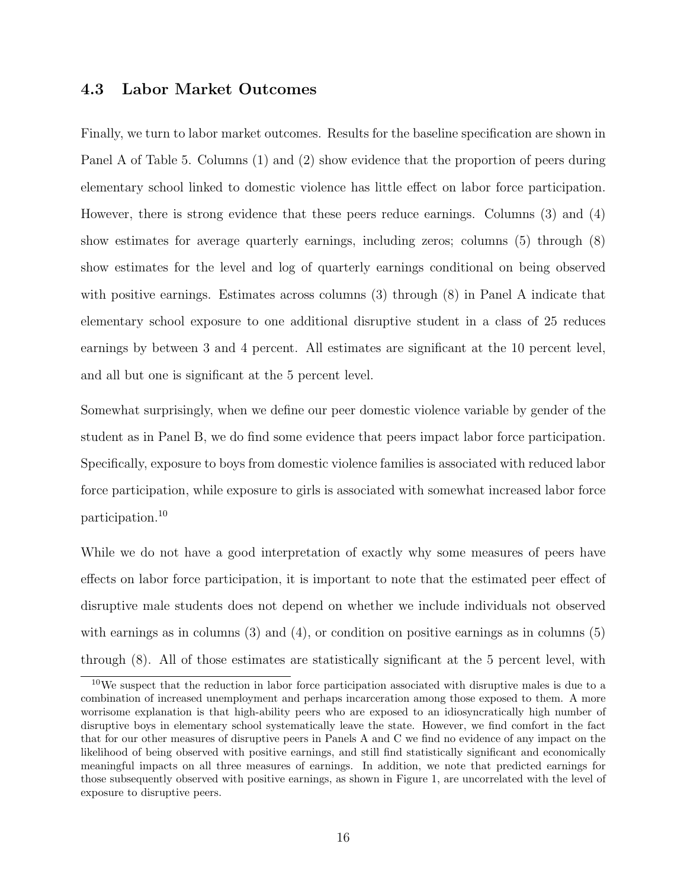### 4.3 Labor Market Outcomes

Finally, we turn to labor market outcomes. Results for the baseline specification are shown in Panel A of Table 5. Columns (1) and (2) show evidence that the proportion of peers during elementary school linked to domestic violence has little effect on labor force participation. However, there is strong evidence that these peers reduce earnings. Columns (3) and (4) show estimates for average quarterly earnings, including zeros; columns (5) through (8) show estimates for the level and log of quarterly earnings conditional on being observed with positive earnings. Estimates across columns (3) through (8) in Panel A indicate that elementary school exposure to one additional disruptive student in a class of 25 reduces earnings by between 3 and 4 percent. All estimates are significant at the 10 percent level, and all but one is significant at the 5 percent level.

Somewhat surprisingly, when we define our peer domestic violence variable by gender of the student as in Panel B, we do find some evidence that peers impact labor force participation. Specifically, exposure to boys from domestic violence families is associated with reduced labor force participation, while exposure to girls is associated with somewhat increased labor force participation.[10]

While we do not have a good interpretation of exactly why some measures of peers have effects on labor force participation, it is important to note that the estimated peer effect of disruptive male students does not depend on whether we include individuals not observed with earnings as in columns (3) and (4), or condition on positive earnings as in columns (5) through (8). All of those estimates are statistically significant at the 5 percent level, with

[10]We suspect that the reduction in labor force participation associated with disruptive males is due to a combination of increased unemployment and perhaps incarceration among those exposed to them. A more worrisome explanation is that high-ability peers who are exposed to an idiosyncratically high number of disruptive boys in elementary school systematically leave the state. However, we find comfort in the fact that for our other measures of disruptive peers in Panels A and C we find no evidence of any impact on the likelihood of being observed with positive earnings, and still find statistically significant and economically meaningful impacts on all three measures of earnings. In addition, we note that predicted earnings for those subsequently observed with positive earnings, as shown in Figure 1, are uncorrelated with the level of exposure to disruptive peers.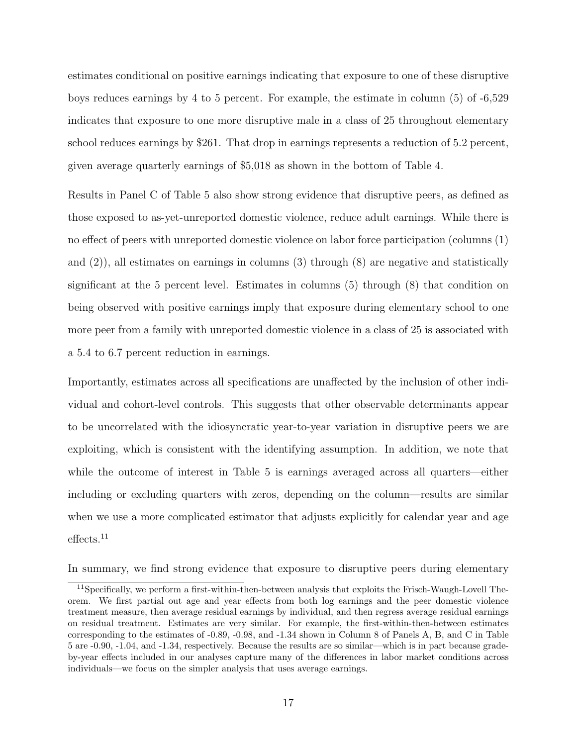estimates conditional on positive earnings indicating that exposure to one of these disruptive boys reduces earnings by 4 to 5 percent. For example, the estimate in column (5) of -6,529 indicates that exposure to one more disruptive male in a class of 25 throughout elementary school reduces earnings by \$261. That drop in earnings represents a reduction of 5.2 percent, given average quarterly earnings of \$5,018 as shown in the bottom of Table 4.

Results in Panel C of Table 5 also show strong evidence that disruptive peers, as defined as those exposed to as-yet-unreported domestic violence, reduce adult earnings. While there is no effect of peers with unreported domestic violence on labor force participation (columns (1) and (2)), all estimates on earnings in columns (3) through (8) are negative and statistically significant at the 5 percent level. Estimates in columns (5) through (8) that condition on being observed with positive earnings imply that exposure during elementary school to one more peer from a family with unreported domestic violence in a class of 25 is associated with a 5.4 to 6.7 percent reduction in earnings.

Importantly, estimates across all specifications are unaffected by the inclusion of other individual and cohort-level controls. This suggests that other observable determinants appear to be uncorrelated with the idiosyncratic year-to-year variation in disruptive peers we are exploiting, which is consistent with the identifying assumption. In addition, we note that while the outcome of interest in Table 5 is earnings averaged across all quarters—either including or excluding quarters with zeros, depending on the column—results are similar when we use a more complicated estimator that adjusts explicitly for calendar year and age effects.[11]

In summary, we find strong evidence that exposure to disruptive peers during elementary

[11] Specifically, we perform a first-within-then-between analysis that exploits the Frisch-Waugh-Lovell Theorem. We first partial out age and year effects from both log earnings and the peer domestic violence treatment measure, then average residual earnings by individual, and then regress average residual earnings on residual treatment. Estimates are very similar. For example, the first-within-then-between estimates corresponding to the estimates of -0.89, -0.98, and -1.34 shown in Column 8 of Panels A, B, and C in Table 5 are -0.90, -1.04, and -1.34, respectively. Because the results are so similar—which is in part because grade-by-year effects included in our analyses capture many of the differences in labor market conditions across individuals—we focus on the simpler analysis that uses average earnings.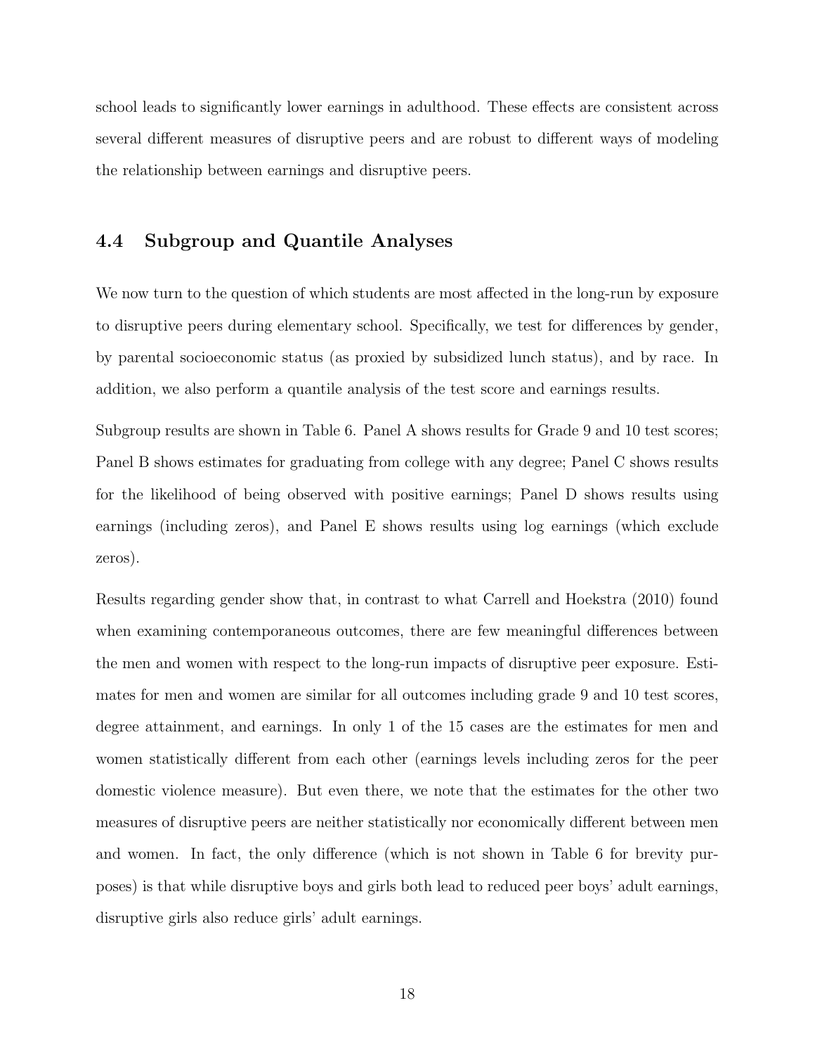school leads to significantly lower earnings in adulthood. These effects are consistent across several different measures of disruptive peers and are robust to different ways of modeling the relationship between earnings and disruptive peers.

## 4.4 Subgroup and Quantile Analyses

We now turn to the question of which students are most affected in the long-run by exposure to disruptive peers during elementary school. Specifically, we test for differences by gender, by parental socioeconomic status (as proxied by subsidized lunch status), and by race. In addition, we also perform a quantile analysis of the test score and earnings results.

Subgroup results are shown in Table 6. Panel A shows results for Grade 9 and 10 test scores; Panel B shows estimates for graduating from college with any degree; Panel C shows results for the likelihood of being observed with positive earnings; Panel D shows results using earnings (including zeros), and Panel E shows results using log earnings (which exclude zeros).

Results regarding gender show that, in contrast to what Carrell and Hoekstra (2010) found when examining contemporaneous outcomes, there are few meaningful differences between the men and women with respect to the long-run impacts of disruptive peer exposure. Estimates for men and women are similar for all outcomes including grade 9 and 10 test scores, degree attainment, and earnings. In only 1 of the 15 cases are the estimates for men and women statistically different from each other (earnings levels including zeros for the peer domestic violence measure). But even there, we note that the estimates for the other two measures of disruptive peers are neither statistically nor economically different between men and women. In fact, the only difference (which is not shown in Table 6 for brevity purposes) is that while disruptive boys and girls both lead to reduced peer boys' adult earnings, disruptive girls also reduce girls' adult earnings.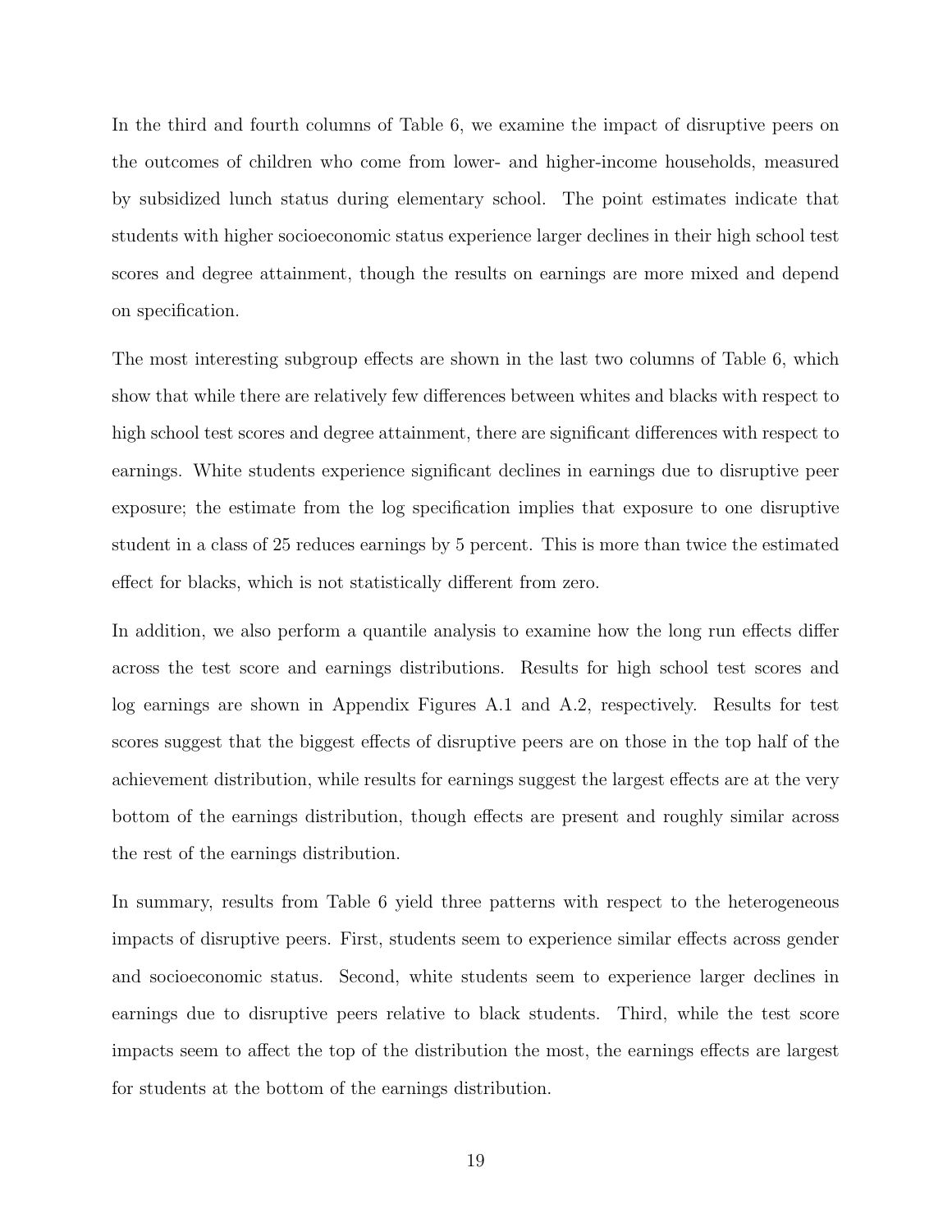In the third and fourth columns of Table 6, we examine the impact of disruptive peers on the outcomes of children who come from lower- and higher-income households, measured by subsidized lunch status during elementary school. The point estimates indicate that students with higher socioeconomic status experience larger declines in their high school test scores and degree attainment, though the results on earnings are more mixed and depend on specification.

The most interesting subgroup effects are shown in the last two columns of Table 6, which show that while there are relatively few differences between whites and blacks with respect to high school test scores and degree attainment, there are significant differences with respect to earnings. White students experience significant declines in earnings due to disruptive peer exposure; the estimate from the log specification implies that exposure to one disruptive student in a class of 25 reduces earnings by 5 percent. This is more than twice the estimated effect for blacks, which is not statistically different from zero.

In addition, we also perform a quantile analysis to examine how the long run effects differ across the test score and earnings distributions. Results for high school test scores and log earnings are shown in Appendix Figures A.1 and A.2, respectively. Results for test scores suggest that the biggest effects of disruptive peers are on those in the top half of the achievement distribution, while results for earnings suggest the largest effects are at the very bottom of the earnings distribution, though effects are present and roughly similar across the rest of the earnings distribution.

In summary, results from Table 6 yield three patterns with respect to the heterogeneous impacts of disruptive peers. First, students seem to experience similar effects across gender and socioeconomic status. Second, white students seem to experience larger declines in earnings due to disruptive peers relative to black students. Third, while the test score impacts seem to affect the top of the distribution the most, the earnings effects are largest for students at the bottom of the earnings distribution.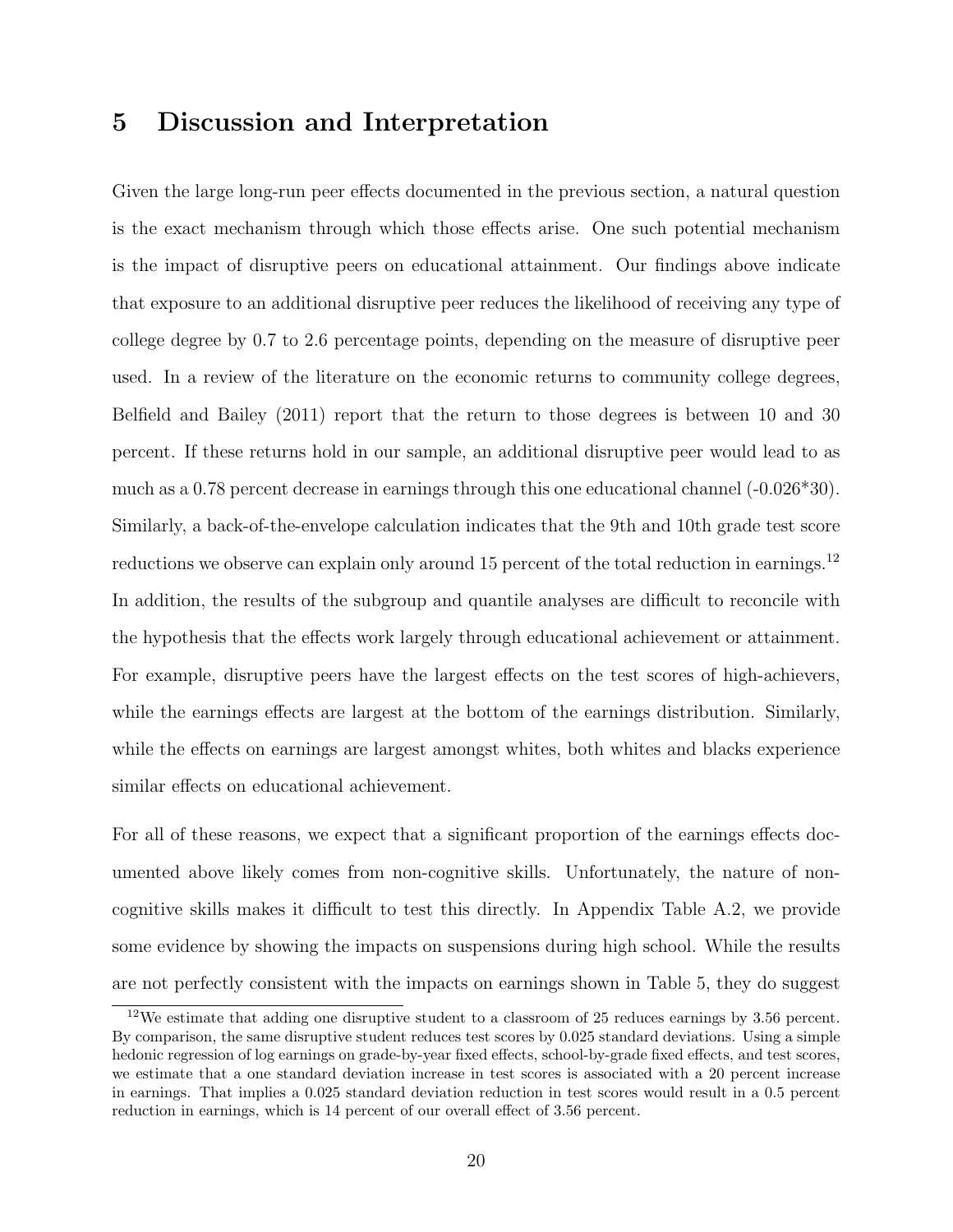# 5 Discussion and Interpretation

Given the large long-run peer effects documented in the previous section, a natural question is the exact mechanism through which those effects arise. One such potential mechanism is the impact of disruptive peers on educational attainment. Our findings above indicate that exposure to an additional disruptive peer reduces the likelihood of receiving any type of college degree by 0.7 to 2.6 percentage points, depending on the measure of disruptive peer used. In a review of the literature on the economic returns to community college degrees, Belfield and Bailey (2011) report that the return to those degrees is between 10 and 30 percent. If these returns hold in our sample, an additional disruptive peer would lead to as much as a 0.78 percent decrease in earnings through this one educational channel (-0.026*30). Similarly, a back-of-the-envelope calculation indicates that the 9th and 10th grade test score reductions we observe can explain only around 15 percent of the total reduction in earnings.[12] In addition, the results of the subgroup and quantile analyses are difficult to reconcile with the hypothesis that the effects work largely through educational achievement or attainment. For example, disruptive peers have the largest effects on the test scores of high-achievers, while the earnings effects are largest at the bottom of the earnings distribution. Similarly, while the effects on earnings are largest amongst whites, both whites and blacks experience similar effects on educational achievement.

For all of these reasons, we expect that a significant proportion of the earnings effects documented above likely comes from non-cognitive skills. Unfortunately, the nature of non-cognitive skills makes it difficult to test this directly. In Appendix Table A.2, we provide some evidence by showing the impacts on suspensions during high school. While the results are not perfectly consistent with the impacts on earnings shown in Table 5, they do suggest

[12] We estimate that adding one disruptive student to a classroom of 25 reduces earnings by 3.56 percent. By comparison, the same disruptive student reduces test scores by 0.025 standard deviations. Using a simple hedonic regression of log earnings on grade-by-year fixed effects, school-by-grade fixed effects, and test scores, we estimate that a one standard deviation increase in test scores is associated with a 20 percent increase in earnings. That implies a 0.025 standard deviation reduction in test scores would result in a 0.5 percent reduction in earnings, which is 14 percent of our overall effect of 3.56 percent.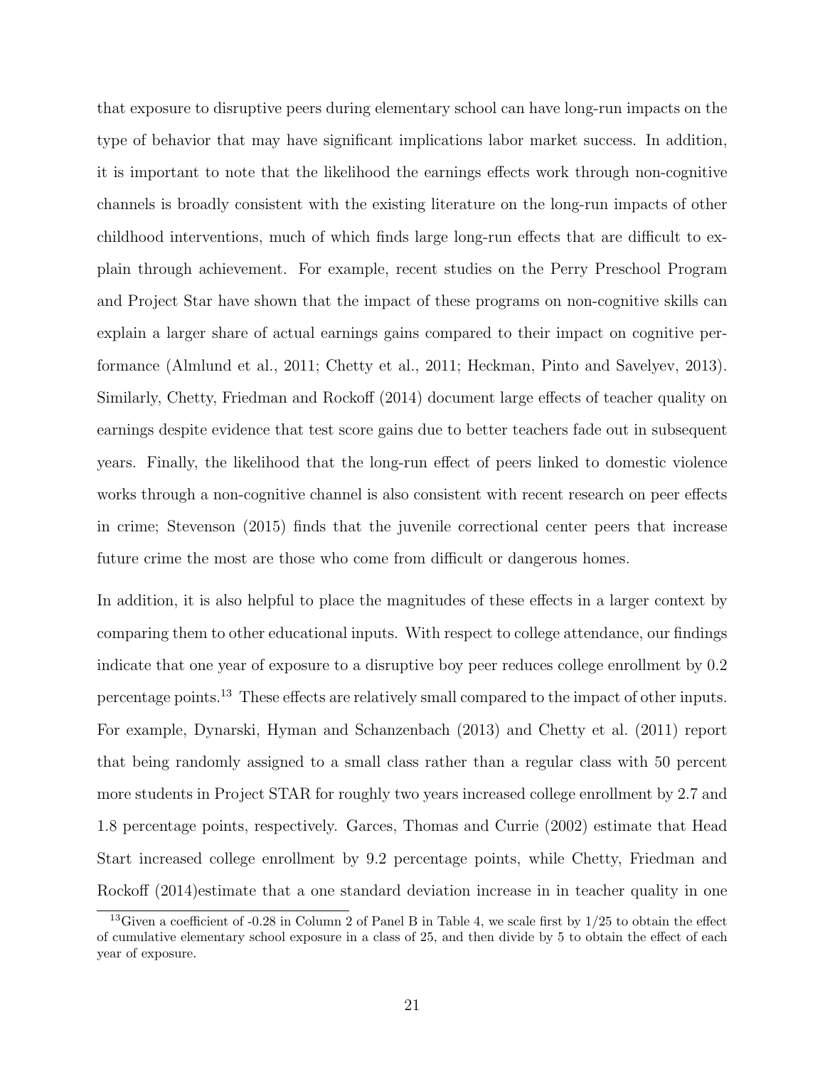that exposure to disruptive peers during elementary school can have long-run impacts on the type of behavior that may have significant implications labor market success. In addition, it is important to note that the likelihood the earnings effects work through non-cognitive channels is broadly consistent with the existing literature on the long-run impacts of other childhood interventions, much of which finds large long-run effects that are difficult to explain through achievement. For example, recent studies on the Perry Preschool Program and Project Star have shown that the impact of these programs on non-cognitive skills can explain a larger share of actual earnings gains compared to their impact on cognitive performance (Almlund et al., 2011; Chetty et al., 2011; Heckman, Pinto and Savelyev, 2013). Similarly, Chetty, Friedman and Rockoff (2014) document large effects of teacher quality on earnings despite evidence that test score gains due to better teachers fade out in subsequent years. Finally, the likelihood that the long-run effect of peers linked to domestic violence works through a non-cognitive channel is also consistent with recent research on peer effects in crime; Stevenson (2015) finds that the juvenile correctional center peers that increase future crime the most are those who come from difficult or dangerous homes.

In addition, it is also helpful to place the magnitudes of these effects in a larger context by comparing them to other educational inputs. With respect to college attendance, our findings indicate that one year of exposure to a disruptive boy peer reduces college enrollment by 0.2 percentage points.[13] These effects are relatively small compared to the impact of other inputs. For example, Dynarski, Hyman and Schanzenbach (2013) and Chetty et al. (2011) report that being randomly assigned to a small class rather than a regular class with 50 percent more students in Project STAR for roughly two years increased college enrollment by 2.7 and 1.8 percentage points, respectively. Garces, Thomas and Currie (2002) estimate that Head Start increased college enrollment by 9.2 percentage points, while Chetty, Friedman and Rockoff (2014)estimate that a one standard deviation increase in in teacher quality in one

[13] Given a coefficient of -0.28 in Column 2 of Panel B in Table 4, we scale first by 1/25 to obtain the effect of cumulative elementary school exposure in a class of 25, and then divide by 5 to obtain the effect of each year of exposure.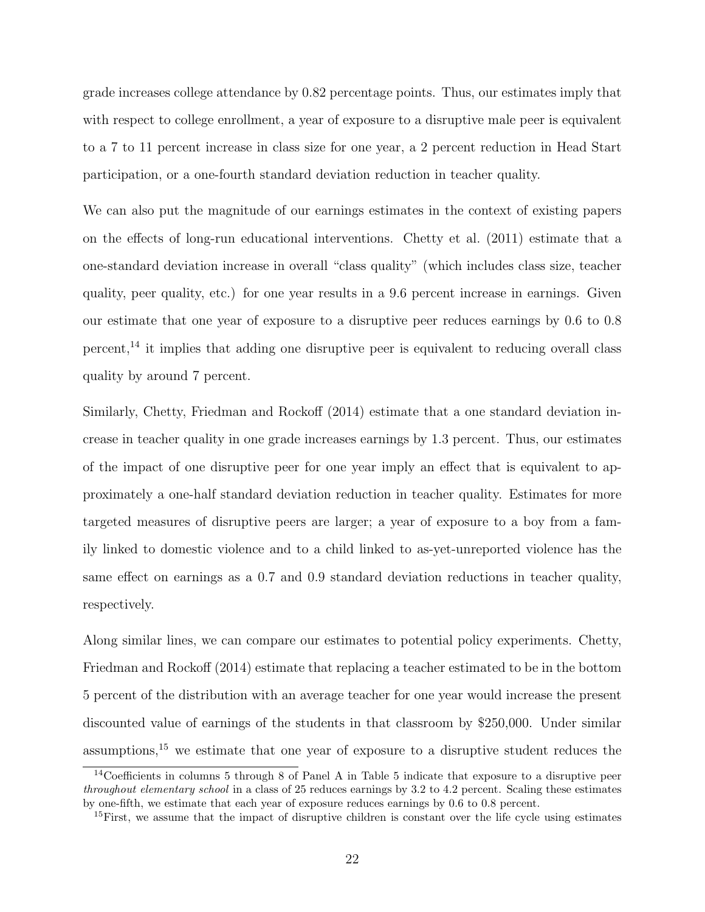grade increases college attendance by 0.82 percentage points. Thus, our estimates imply that with respect to college enrollment, a year of exposure to a disruptive male peer is equivalent to a 7 to 11 percent increase in class size for one year, a 2 percent reduction in Head Start participation, or a one-fourth standard deviation reduction in teacher quality.

We can also put the magnitude of our earnings estimates in the context of existing papers on the effects of long-run educational interventions. Chetty et al. (2011) estimate that a one-standard deviation increase in overall "class quality" (which includes class size, teacher quality, peer quality, etc.) for one year results in a 9.6 percent increase in earnings. Given our estimate that one year of exposure to a disruptive peer reduces earnings by 0.6 to 0.8 percent,[14] it implies that adding one disruptive peer is equivalent to reducing overall class quality by around 7 percent.

Similarly, Chetty, Friedman and Rockoff (2014) estimate that a one standard deviation increase in teacher quality in one grade increases earnings by 1.3 percent. Thus, our estimates of the impact of one disruptive peer for one year imply an effect that is equivalent to approximately a one-half standard deviation reduction in teacher quality. Estimates for more targeted measures of disruptive peers are larger; a year of exposure to a boy from a family linked to domestic violence and to a child linked to as-yet-unreported violence has the same effect on earnings as a 0.7 and 0.9 standard deviation reductions in teacher quality, respectively.

Along similar lines, we can compare our estimates to potential policy experiments. Chetty, Friedman and Rockoff (2014) estimate that replacing a teacher estimated to be in the bottom 5 percent of the distribution with an average teacher for one year would increase the present discounted value of earnings of the students in that classroom by \$250,000. Under similar assumptions,[15] we estimate that one year of exposure to a disruptive student reduces the

[14] Coefficients in columns 5 through 8 of Panel A in Table 5 indicate that exposure to a disruptive peer *throughout elementary school* in a class of 25 reduces earnings by 3.2 to 4.2 percent. Scaling these estimates by one-fifth, we estimate that each year of exposure reduces earnings by 0.6 to 0.8 percent.

[15] First, we assume that the impact of disruptive children is constant over the life cycle using estimates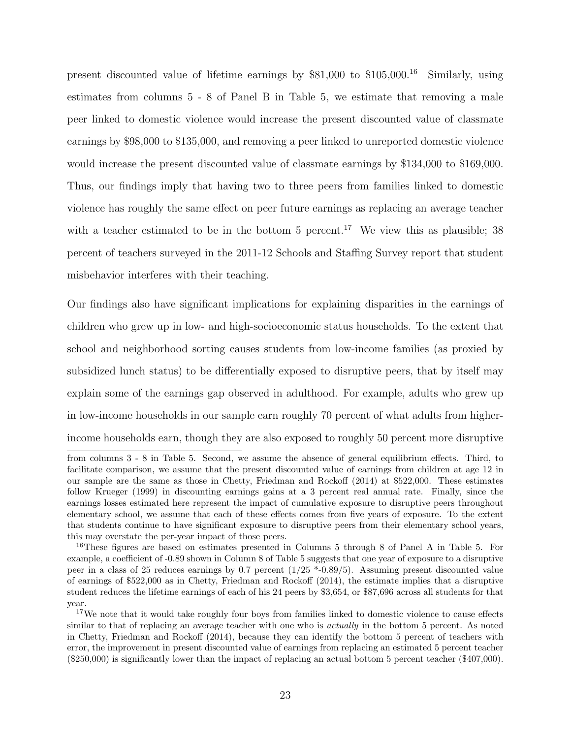present discounted value of lifetime earnings by \$81,000 to \$105,000.[16] Similarly, using estimates from columns 5 - 8 of Panel B in Table 5, we estimate that removing a male peer linked to domestic violence would increase the present discounted value of classmate earnings by \$98,000 to \$135,000, and removing a peer linked to unreported domestic violence would increase the present discounted value of classmate earnings by \$134,000 to \$169,000. Thus, our findings imply that having two to three peers from families linked to domestic violence has roughly the same effect on peer future earnings as replacing an average teacher with a teacher estimated to be in the bottom 5 percent.[17] We view this as plausible; 38 percent of teachers surveyed in the 2011-12 Schools and Staffing Survey report that student misbehavior interferes with their teaching.

Our findings also have significant implications for explaining disparities in the earnings of children who grew up in low- and high-socioeconomic status households. To the extent that school and neighborhood sorting causes students from low-income families (as proxied by subsidized lunch status) to be differentially exposed to disruptive peers, that by itself may explain some of the earnings gap observed in adulthood. For example, adults who grew up in low-income households in our sample earn roughly 70 percent of what adults from higher-income households earn, though they are also exposed to roughly 50 percent more disruptive

---

from columns 3 - 8 in Table 5. Second, we assume the absence of general equilibrium effects. Third, to facilitate comparison, we assume that the present discounted value of earnings from children at age 12 in our sample are the same as those in Chetty, Friedman and Rockoff (2014) at \$522,000. These estimates follow Krueger (1999) in discounting earnings gains at a 3 percent real annual rate. Finally, since the earnings losses estimated here represent the impact of cumulative exposure to disruptive peers throughout elementary school, we assume that each of these effects comes from five years of exposure. To the extent that students continue to have significant exposure to disruptive peers from their elementary school years, this may overstate the per-year impact of those peers.

[16] These figures are based on estimates presented in Columns 5 through 8 of Panel A in Table 5. For example, a coefficient of -0.89 shown in Column 8 of Table 5 suggests that one year of exposure to a disruptive peer in a class of 25 reduces earnings by 0.7 percent ($1/25 * -0.89/5$). Assuming present discounted value of earnings of \$522,000 as in Chetty, Friedman and Rockoff (2014), the estimate implies that a disruptive student reduces the lifetime earnings of each of his 24 peers by \$3,654, or \$87,696 across all students for that year.

[17] We note that it would take roughly four boys from families linked to domestic violence to cause effects similar to that of replacing an average teacher with one who is *actually* in the bottom 5 percent. As noted in Chetty, Friedman and Rockoff (2014), because they can identify the bottom 5 percent of teachers with error, the improvement in present discounted value of earnings from replacing an estimated 5 percent teacher (\$250,000) is significantly lower than the impact of replacing an actual bottom 5 percent teacher (\$407,000).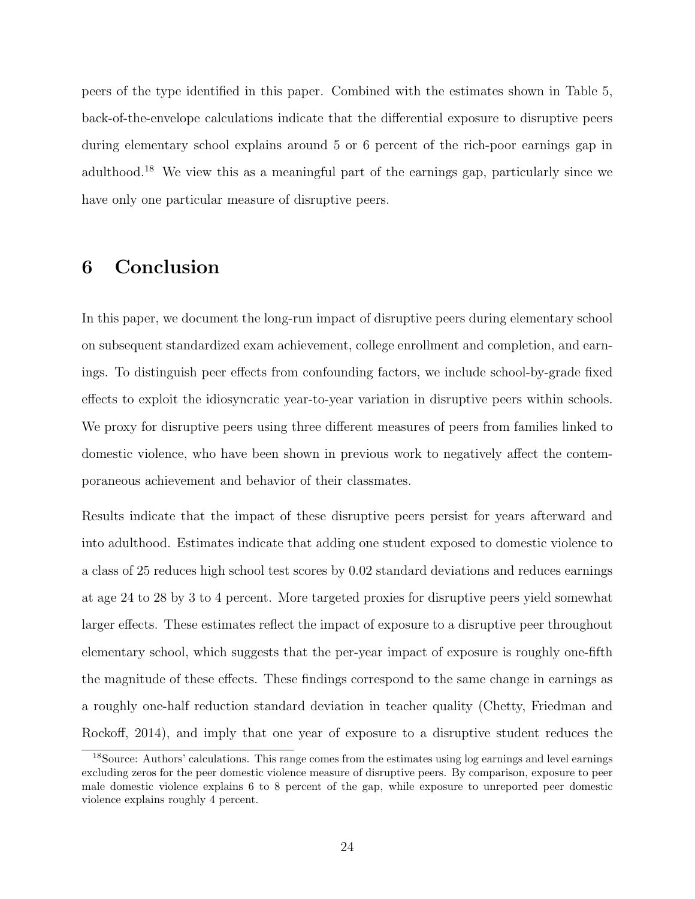peers of the type identified in this paper. Combined with the estimates shown in Table 5, back-of-the-envelope calculations indicate that the differential exposure to disruptive peers during elementary school explains around 5 or 6 percent of the rich-poor earnings gap in adulthood.[18] We view this as a meaningful part of the earnings gap, particularly since we have only one particular measure of disruptive peers.

# 6 Conclusion

In this paper, we document the long-run impact of disruptive peers during elementary school on subsequent standardized exam achievement, college enrollment and completion, and earnings. To distinguish peer effects from confounding factors, we include school-by-grade fixed effects to exploit the idiosyncratic year-to-year variation in disruptive peers within schools. We proxy for disruptive peers using three different measures of peers from families linked to domestic violence, who have been shown in previous work to negatively affect the contemporaneous achievement and behavior of their classmates.

Results indicate that the impact of these disruptive peers persist for years afterward and into adulthood. Estimates indicate that adding one student exposed to domestic violence to a class of 25 reduces high school test scores by 0.02 standard deviations and reduces earnings at age 24 to 28 by 3 to 4 percent. More targeted proxies for disruptive peers yield somewhat larger effects. These estimates reflect the impact of exposure to a disruptive peer throughout elementary school, which suggests that the per-year impact of exposure is roughly one-fifth the magnitude of these effects. These findings correspond to the same change in earnings as a roughly one-half reduction standard deviation in teacher quality (Chetty, Friedman and Rockoff, 2014), and imply that one year of exposure to a disruptive student reduces the

[18] Source: Authors' calculations. This range comes from the estimates using log earnings and level earnings excluding zeros for the peer domestic violence measure of disruptive peers. By comparison, exposure to peer male domestic violence explains 6 to 8 percent of the gap, while exposure to unreported peer domestic violence explains roughly 4 percent.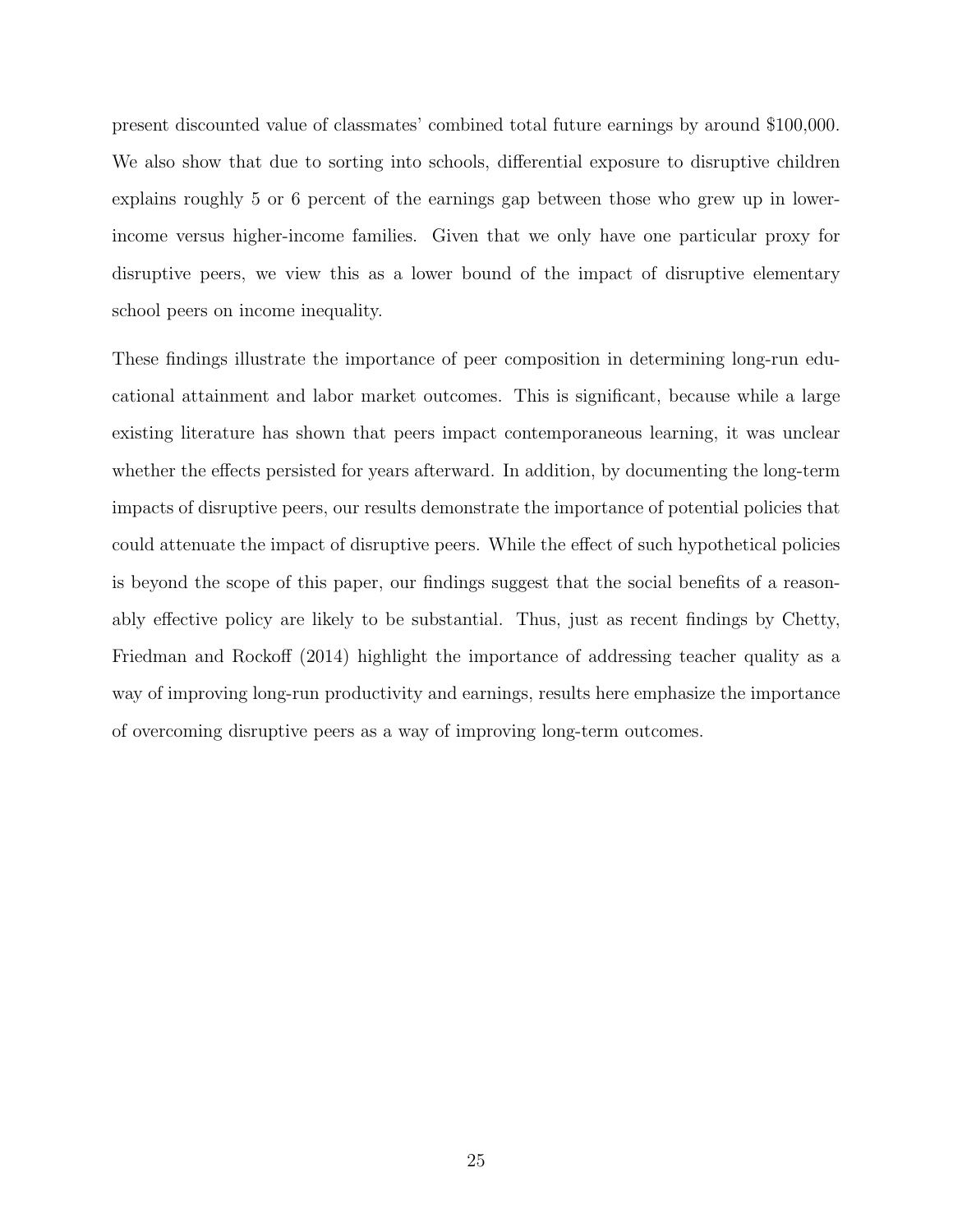present discounted value of classmates' combined total future earnings by around $100,000. We also show that due to sorting into schools, differential exposure to disruptive children explains roughly 5 or 6 percent of the earnings gap between those who grew up in lower-income versus higher-income families. Given that we only have one particular proxy for disruptive peers, we view this as a lower bound of the impact of disruptive elementary school peers on income inequality.

These findings illustrate the importance of peer composition in determining long-run educational attainment and labor market outcomes. This is significant, because while a large existing literature has shown that peers impact contemporaneous learning, it was unclear whether the effects persisted for years afterward. In addition, by documenting the long-term impacts of disruptive peers, our results demonstrate the importance of potential policies that could attenuate the impact of disruptive peers. While the effect of such hypothetical policies is beyond the scope of this paper, our findings suggest that the social benefits of a reasonably effective policy are likely to be substantial. Thus, just as recent findings by Chetty, Friedman and Rockoff (2014) highlight the importance of addressing teacher quality as a way of improving long-run productivity and earnings, results here emphasize the importance of overcoming disruptive peers as a way of improving long-term outcomes.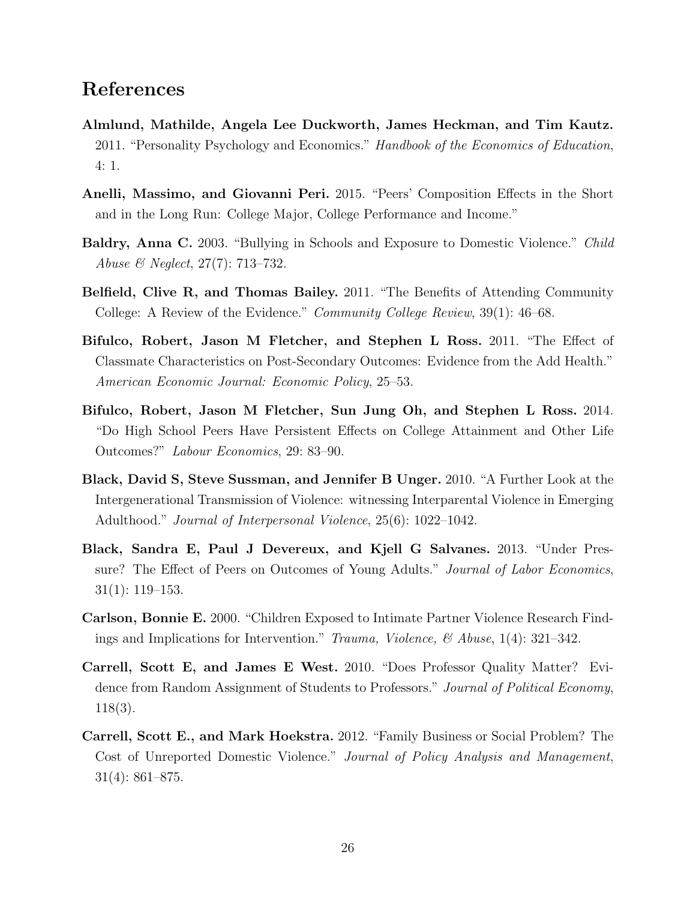## References

**Almlund, Mathilde, Angela Lee Duckworth, James Heckman, and Tim Kautz.** 2011. "Personality Psychology and Economics." *Handbook of the Economics of Education*, 4: 1.

**Anelli, Massimo, and Giovanni Peri.** 2015. "Peers' Composition Effects in the Short and in the Long Run: College Major, College Performance and Income."

**Baldry, Anna C.** 2003. "Bullying in Schools and Exposure to Domestic Violence." *Child Abuse & Neglect*, 27(7): 713–732.

**Belfield, Clive R, and Thomas Bailey.** 2011. "The Benefits of Attending Community College: A Review of the Evidence." *Community College Review*, 39(1): 46–68.

**Bifulco, Robert, Jason M Fletcher, and Stephen L Ross.** 2011. "The Effect of Classmate Characteristics on Post-Secondary Outcomes: Evidence from the Add Health." *American Economic Journal: Economic Policy*, 25–53.

**Bifulco, Robert, Jason M Fletcher, Sun Jung Oh, and Stephen L Ross.** 2014. "Do High School Peers Have Persistent Effects on College Attainment and Other Life Outcomes?" *Labour Economics*, 29: 83–90.

**Black, David S, Steve Sussman, and Jennifer B Unger.** 2010. "A Further Look at the Intergenerational Transmission of Violence: witnessing Interparental Violence in Emerging Adulthood." *Journal of Interpersonal Violence*, 25(6): 1022–1042.

**Black, Sandra E, Paul J Devereux, and Kjell G Salvanes.** 2013. "Under Pressure? The Effect of Peers on Outcomes of Young Adults." *Journal of Labor Economics*, 31(1): 119–153.

**Carlson, Bonnie E.** 2000. "Children Exposed to Intimate Partner Violence Research Findings and Implications for Intervention." *Trauma, Violence, & Abuse*, 1(4): 321–342.

**Carrell, Scott E, and James E West.** 2010. "Does Professor Quality Matter? Evidence from Random Assignment of Students to Professors." *Journal of Political Economy*, 118(3).

**Carrell, Scott E., and Mark Hoekstra.** 2012. "Family Business or Social Problem? The Cost of Unreported Domestic Violence." *Journal of Policy Analysis and Management*, 31(4): 861–875.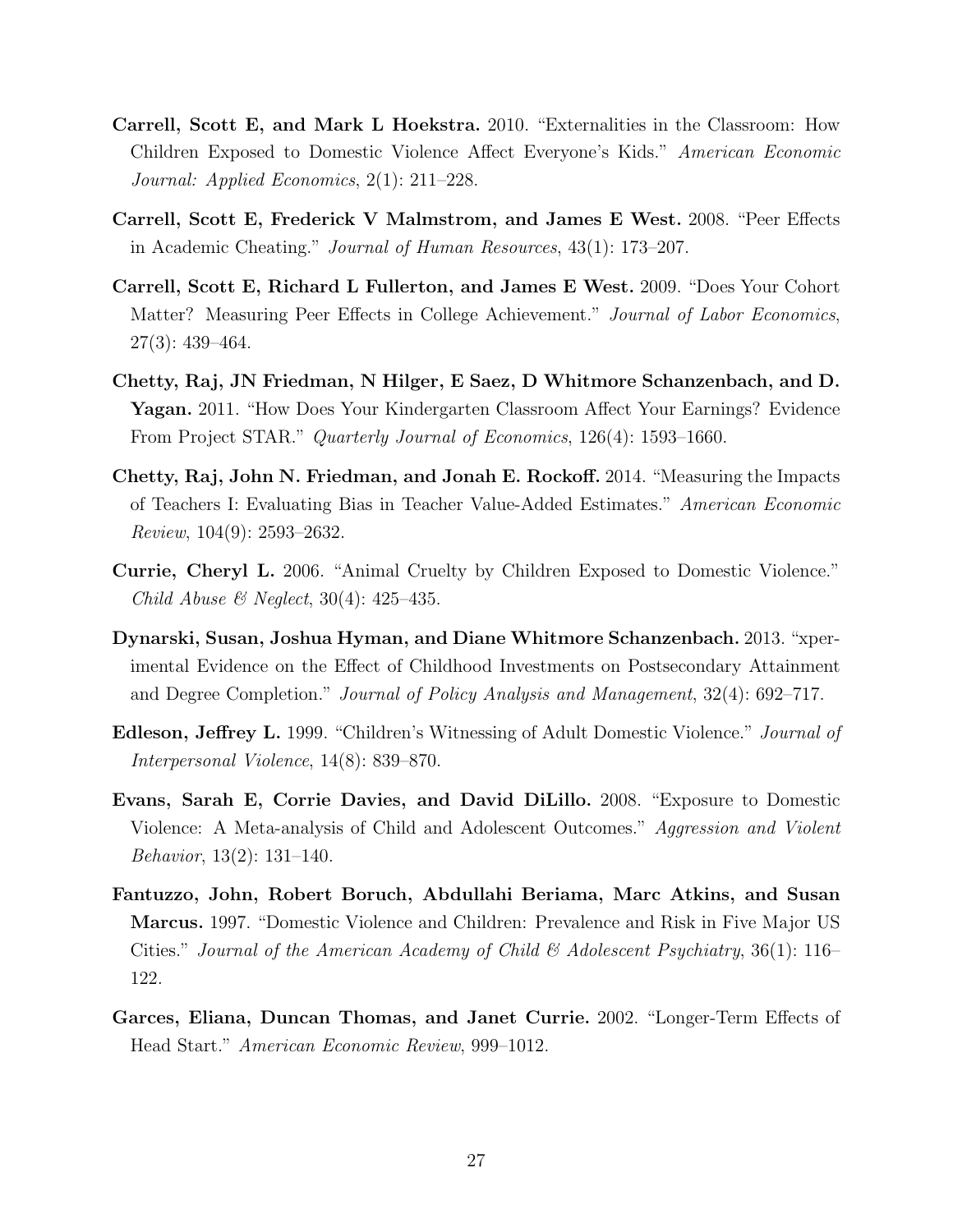**Carrell, Scott E, and Mark L Hoekstra.** 2010. "Externalities in the Classroom: How Children Exposed to Domestic Violence Affect Everyone's Kids." *American Economic Journal: Applied Economics*, 2(1): 211–228.

**Carrell, Scott E, Frederick V Malmstrom, and James E West.** 2008. "Peer Effects in Academic Cheating." *Journal of Human Resources*, 43(1): 173–207.

**Carrell, Scott E, Richard L Fullerton, and James E West.** 2009. "Does Your Cohort Matter? Measuring Peer Effects in College Achievement." *Journal of Labor Economics*, 27(3): 439–464.

**Chetty, Raj, JN Friedman, N Hilger, E Saez, D Whitmore Schanzenbach, and D. Yagan.** 2011. "How Does Your Kindergarten Classroom Affect Your Earnings? Evidence From Project STAR." *Quarterly Journal of Economics*, 126(4): 1593–1660.

**Chetty, Raj, John N. Friedman, and Jonah E. Rockoff.** 2014. "Measuring the Impacts of Teachers I: Evaluating Bias in Teacher Value-Added Estimates." *American Economic Review*, 104(9): 2593–2632.

**Currie, Cheryl L.** 2006. "Animal Cruelty by Children Exposed to Domestic Violence." *Child Abuse & Neglect*, 30(4): 425–435.

**Dynarski, Susan, Joshua Hyman, and Diane Whitmore Schanzenbach.** 2013. "xperimental Evidence on the Effect of Childhood Investments on Postsecondary Attainment and Degree Completion." *Journal of Policy Analysis and Management*, 32(4): 692–717.

**Edleson, Jeffrey L.** 1999. "Children's Witnessing of Adult Domestic Violence." *Journal of Interpersonal Violence*, 14(8): 839–870.

**Evans, Sarah E, Corrie Davies, and David DiLillo.** 2008. "Exposure to Domestic Violence: A Meta-analysis of Child and Adolescent Outcomes." *Aggression and Violent Behavior*, 13(2): 131–140.

**Fantuzzo, John, Robert Boruch, Abdullahi Beriama, Marc Atkins, and Susan Marcus.** 1997. "Domestic Violence and Children: Prevalence and Risk in Five Major US Cities." *Journal of the American Academy of Child & Adolescent Psychiatry*, 36(1): 116–122.

**Garces, Eliana, Duncan Thomas, and Janet Currie.** 2002. "Longer-Term Effects of Head Start." *American Economic Review*, 999–1012.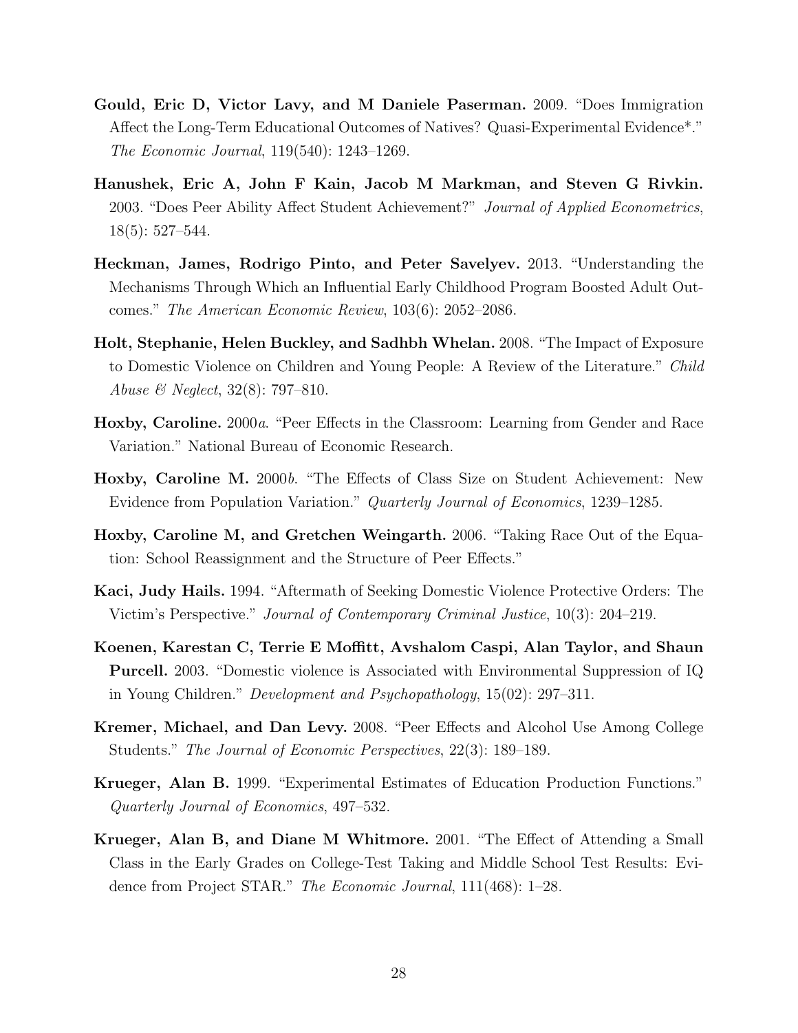**Gould, Eric D, Victor Lavy, and M Daniele Paserman.** 2009. "Does Immigration Affect the Long-Term Educational Outcomes of Natives? Quasi-Experimental Evidence*." *The Economic Journal*, 119(540): 1243–1269.

**Hanushek, Eric A, John F Kain, Jacob M Markman, and Steven G Rivkin.** 2003. "Does Peer Ability Affect Student Achievement?" *Journal of Applied Econometrics*, 18(5): 527–544.

**Heckman, James, Rodrigo Pinto, and Peter Savelyev.** 2013. "Understanding the Mechanisms Through Which an Influential Early Childhood Program Boosted Adult Outcomes." *The American Economic Review*, 103(6): 2052–2086.

**Holt, Stephanie, Helen Buckley, and Sadhbh Whelan.** 2008. "The Impact of Exposure to Domestic Violence on Children and Young People: A Review of the Literature." *Child Abuse & Neglect*, 32(8): 797–810.

**Hoxby, Caroline.** 2000*a*. "Peer Effects in the Classroom: Learning from Gender and Race Variation." National Bureau of Economic Research.

**Hoxby, Caroline M.** 2000*b*. "The Effects of Class Size on Student Achievement: New Evidence from Population Variation." *Quarterly Journal of Economics*, 1239–1285.

**Hoxby, Caroline M, and Gretchen Weingarth.** 2006. "Taking Race Out of the Equation: School Reassignment and the Structure of Peer Effects."

**Kaci, Judy Hails.** 1994. "Aftermath of Seeking Domestic Violence Protective Orders: The Victim's Perspective." *Journal of Contemporary Criminal Justice*, 10(3): 204–219.

**Koenen, Karestan C, Terrie E Moffitt, Avshalom Caspi, Alan Taylor, and Shaun Purcell.** 2003. "Domestic violence is Associated with Environmental Suppression of IQ in Young Children." *Development and Psychopathology*, 15(02): 297–311.

**Kremer, Michael, and Dan Levy.** 2008. "Peer Effects and Alcohol Use Among College Students." *The Journal of Economic Perspectives*, 22(3): 189–189.

**Krueger, Alan B.** 1999. "Experimental Estimates of Education Production Functions." *Quarterly Journal of Economics*, 497–532.

**Krueger, Alan B, and Diane M Whitmore.** 2001. "The Effect of Attending a Small Class in the Early Grades on College-Test Taking and Middle School Test Results: Evidence from Project STAR." *The Economic Journal*, 111(468): 1–28.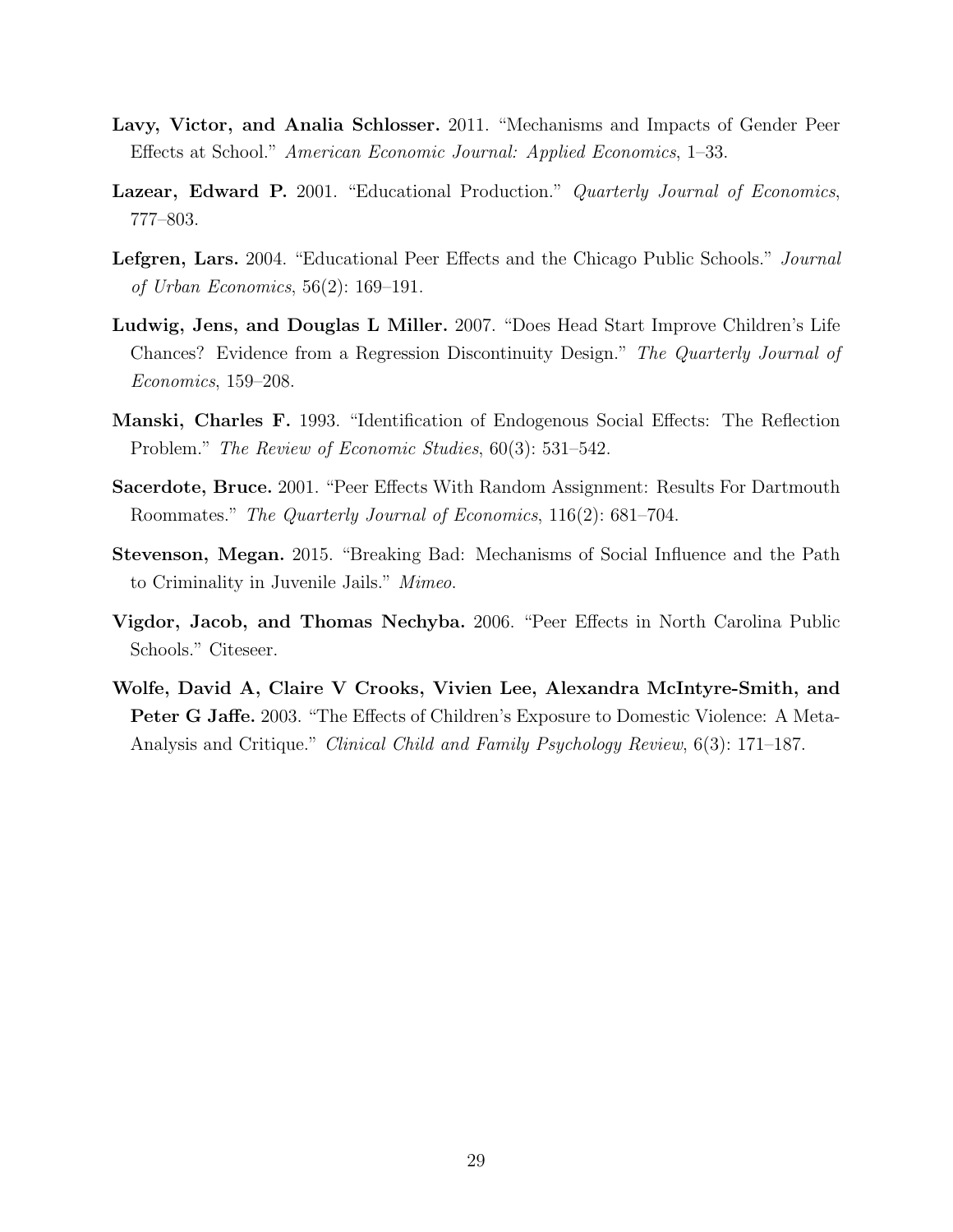**Lavy, Victor, and Analia Schlosser.** 2011. "Mechanisms and Impacts of Gender Peer Effects at School." *American Economic Journal: Applied Economics*, 1–33.

**Lazear, Edward P.** 2001. "Educational Production." *Quarterly Journal of Economics*, 777–803.

**Lefgren, Lars.** 2004. "Educational Peer Effects and the Chicago Public Schools." *Journal of Urban Economics*, 56(2): 169–191.

**Ludwig, Jens, and Douglas L Miller.** 2007. "Does Head Start Improve Children's Life Chances? Evidence from a Regression Discontinuity Design." *The Quarterly Journal of Economics*, 159–208.

**Manski, Charles F.** 1993. "Identification of Endogenous Social Effects: The Reflection Problem." *The Review of Economic Studies*, 60(3): 531–542.

**Sacerdote, Bruce.** 2001. "Peer Effects With Random Assignment: Results For Dartmouth Roommates." *The Quarterly Journal of Economics*, 116(2): 681–704.

**Stevenson, Megan.** 2015. "Breaking Bad: Mechanisms of Social Influence and the Path to Criminality in Juvenile Jails." *Mimeo.*

**Vigdor, Jacob, and Thomas Nechyba.** 2006. "Peer Effects in North Carolina Public Schools." Citeseer.

**Wolfe, David A, Claire V Crooks, Vivien Lee, Alexandra McIntyre-Smith, and Peter G Jaffe.** 2003. "The Effects of Children's Exposure to Domestic Violence: A Meta-Analysis and Critique." *Clinical Child and Family Psychology Review*, 6(3): 171–187.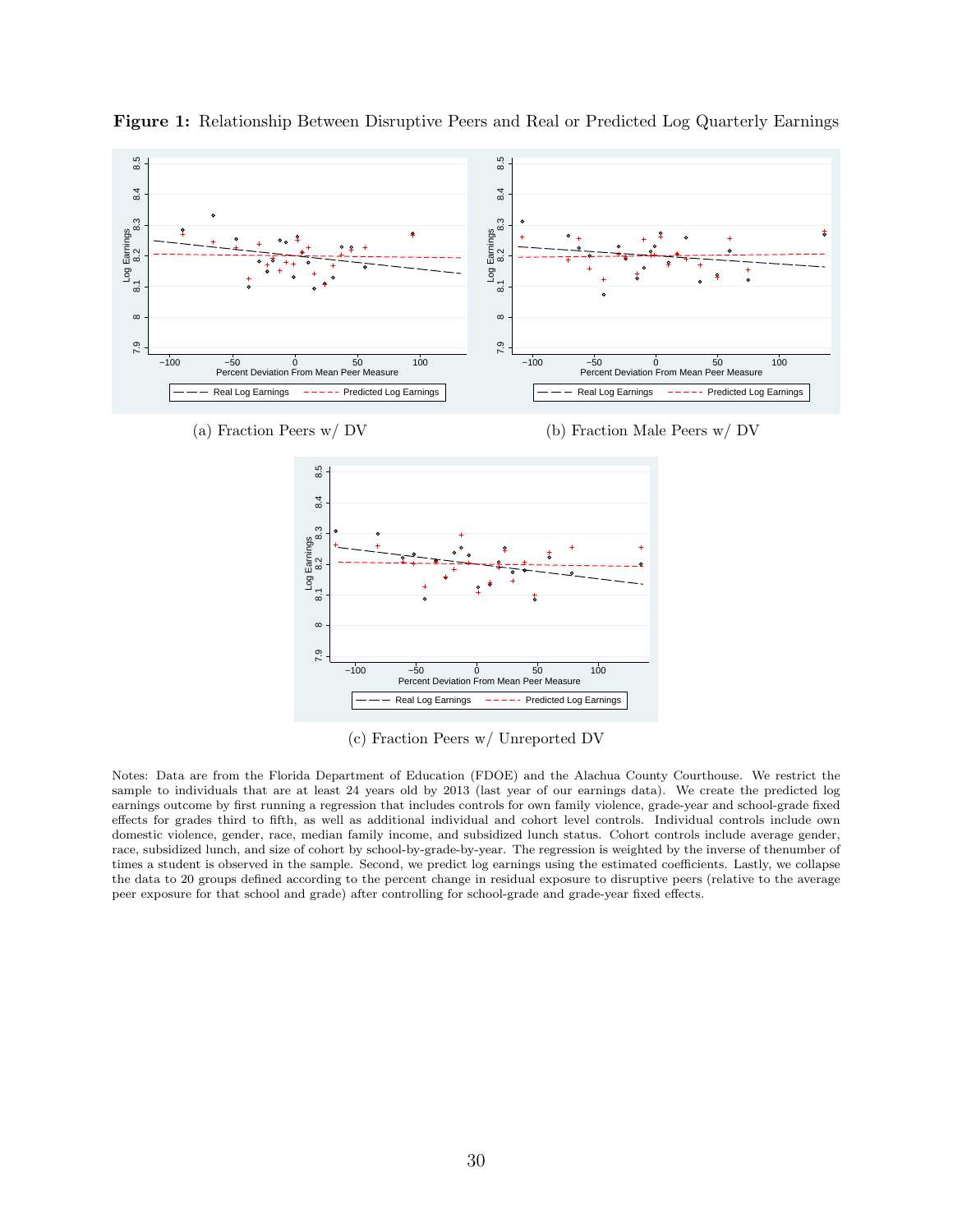**Figure 1:** Relationship Between Disruptive Peers and Real or Predicted Log Quarterly Earnings

(a) Fraction Peers w/ DV

(b) Fraction Male Peers w/ DV

(c) Fraction Peers w/ Unreported DV

Notes: Data are from the Florida Department of Education (FDOE) and the Alachua County Courthouse. We restrict the sample to individuals that are at least 24 years old by 2013 (last year of our earnings data). We create the predicted log earnings outcome by first running a regression that includes controls for own family violence, grade-year and school-grade fixed effects for grades third to fifth, as well as additional individual and cohort level controls. Individual controls include own domestic violence, gender, race, median family income, and subsidized lunch status. Cohort controls include average gender, race, subsidized lunch, and size of cohort by school-by-grade-by-year. The regression is weighted by the inverse of thenumber of times a student is observed in the sample. Second, we predict log earnings using the estimated coefficients. Lastly, we collapse the data to 20 groups defined according to the percent change in residual exposure to disruptive peers (relative to the average peer exposure for that school and grade) after controlling for school-grade and grade-year fixed effects.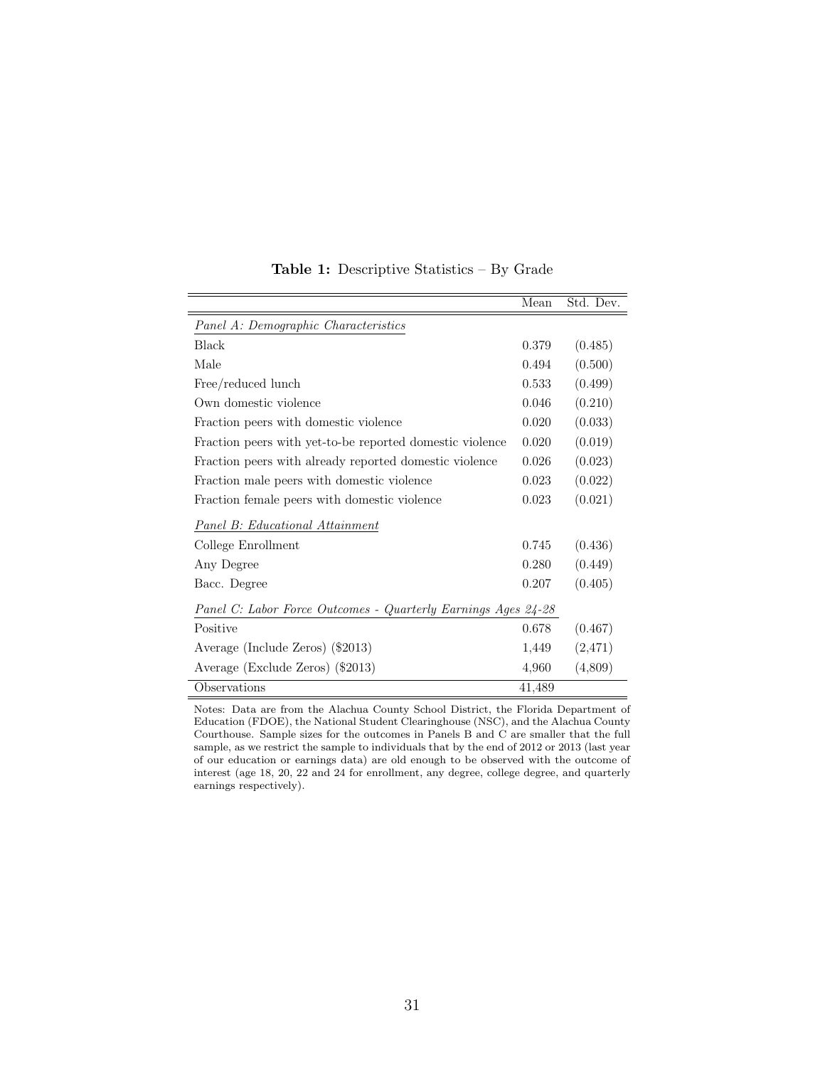**Table 1:** Descriptive Statistics – By Grade

| | Mean | Std. Dev. |
|---|---|---|
| *Panel A: Demographic Characteristics* | | |
| Black | 0.379 | (0.485) |
| Male | 0.494 | (0.500) |
| Free/reduced lunch | 0.533 | (0.499) |
| Own domestic violence | 0.046 | (0.210) |
| Fraction peers with domestic violence | 0.020 | (0.033) |
| Fraction peers with yet-to-be reported domestic violence | 0.020 | (0.019) |
| Fraction peers with already reported domestic violence | 0.026 | (0.023) |
| Fraction male peers with domestic violence | 0.023 | (0.022) |
| Fraction female peers with domestic violence | 0.023 | (0.021) |
| *Panel B: Educational Attainment* | | |
| College Enrollment | 0.745 | (0.436) |
| Any Degree | 0.280 | (0.449) |
| Bacc. Degree | 0.207 | (0.405) |
| *Panel C: Labor Force Outcomes - Quarterly Earnings Ages 24-28* | | |
| Positive | 0.678 | (0.467) |
| Average (Include Zeros) ($2013) | 1,449 | (2,471) |
| Average (Exclude Zeros) ($2013) | 4,960 | (4,809) |
| Observations | 41,489 | |

Notes: Data are from the Alachua County School District, the Florida Department of Education (FDOE), the National Student Clearinghouse (NSC), and the Alachua County Courthouse. Sample sizes for the outcomes in Panels B and C are smaller that the full sample, as we restrict the sample to individuals that by the end of 2012 or 2013 (last year of our education or earnings data) are old enough to be observed with the outcome of interest (age 18, 20, 22 and 24 for enrollment, any degree, college degree, and quarterly earnings respectively).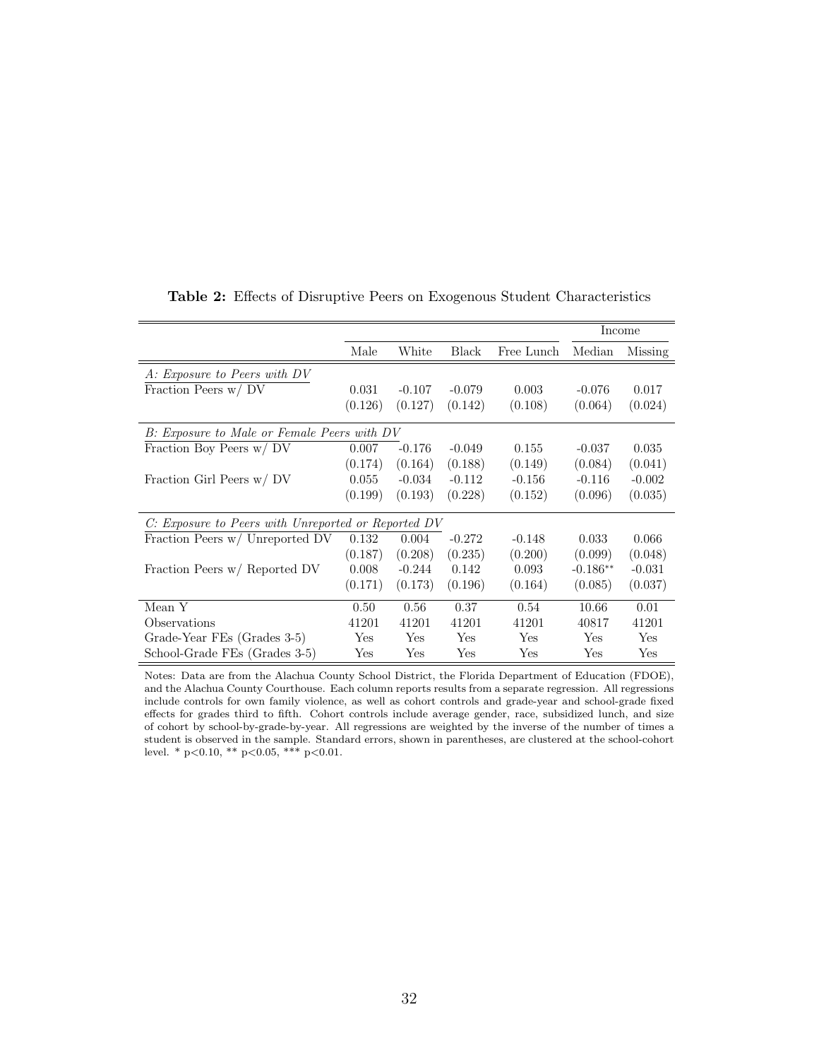**Table 2:** Effects of Disruptive Peers on Exogenous Student Characteristics

| | Male | White | Black | Free Lunch | Income: Median | Income: Missing |
|---|---|---|---|---|---|---|
| *A: Exposure to Peers with DV* | | | | | | |
| Fraction Peers w/ DV | 0.031 | -0.107 | -0.079 | 0.003 | -0.076 | 0.017 |
| | (0.126) | (0.127) | (0.142) | (0.108) | (0.064) | (0.024) |
| *B: Exposure to Male or Female Peers with DV* | | | | | | |
| Fraction Boy Peers w/ DV | 0.007 | -0.176 | -0.049 | 0.155 | -0.037 | 0.035 |
| | (0.174) | (0.164) | (0.188) | (0.149) | (0.084) | (0.041) |
| Fraction Girl Peers w/ DV | 0.055 | -0.034 | -0.112 | -0.156 | -0.116 | -0.002 |
| | (0.199) | (0.193) | (0.228) | (0.152) | (0.096) | (0.035) |
| *C: Exposure to Peers with Unreported or Reported DV* | | | | | | |
| Fraction Peers w/ Unreported DV | 0.132 | 0.004 | -0.272 | -0.148 | 0.033 | 0.066 |
| | (0.187) | (0.208) | (0.235) | (0.200) | (0.099) | (0.048) |
| Fraction Peers w/ Reported DV | 0.008 | -0.244 | 0.142 | 0.093 | -0.186** | -0.031 |
| | (0.171) | (0.173) | (0.196) | (0.164) | (0.085) | (0.037) |
| Mean Y | 0.50 | 0.56 | 0.37 | 0.54 | 10.66 | 0.01 |
| Observations | 41201 | 41201 | 41201 | 41201 | 40817 | 41201 |
| Grade-Year FEs (Grades 3-5) | Yes | Yes | Yes | Yes | Yes | Yes |
| School-Grade FEs (Grades 3-5) | Yes | Yes | Yes | Yes | Yes | Yes |

Notes: Data are from the Alachua County School District, the Florida Department of Education (FDOE), and the Alachua County Courthouse. Each column reports results from a separate regression. All regressions include controls for own family violence, as well as cohort controls and grade-year and school-grade fixed effects for grades third to fifth. Cohort controls include average gender, race, subsidized lunch, and size of cohort by school-by-grade-by-year. All regressions are weighted by the inverse of the number of times a student is observed in the sample. Standard errors, shown in parentheses, are clustered at the school-cohort level. * p<0.10, ** p<0.05, *** p<0.01.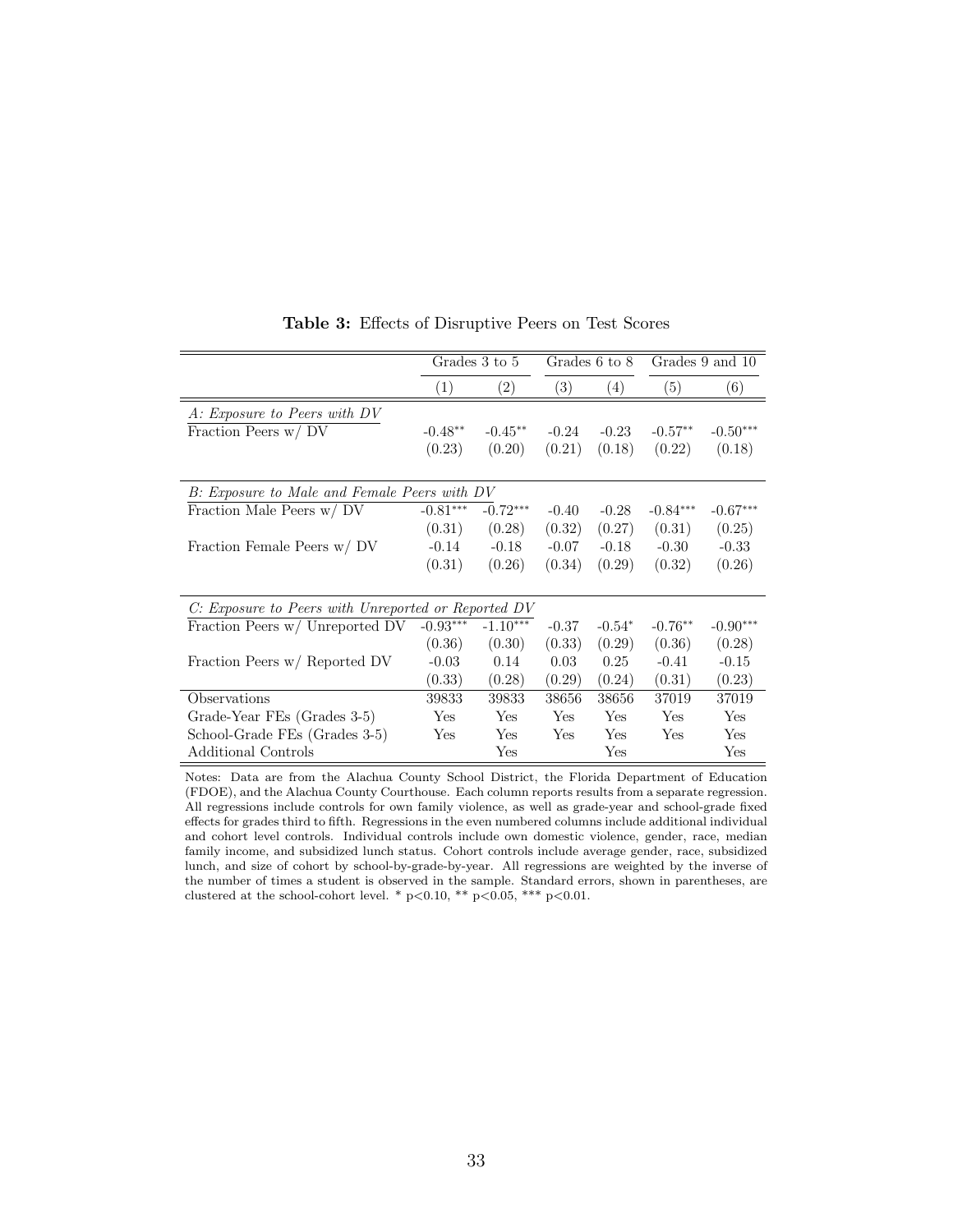**Table 3:** Effects of Disruptive Peers on Test Scores

| | Grades 3 to 5 | | Grades 6 to 8 | | Grades 9 and 10 | |
|---|---|---|---|---|---|---|
| | (1) | (2) | (3) | (4) | (5) | (6) |
| *A: Exposure to Peers with DV* | | | | | | |
| Fraction Peers w/ DV | -0.48** | -0.45** | -0.24 | -0.23 | -0.57** | -0.50*** |
| | (0.23) | (0.20) | (0.21) | (0.18) | (0.22) | (0.18) |
| *B: Exposure to Male and Female Peers with DV* | | | | | | |
| Fraction Male Peers w/ DV | -0.81*** | -0.72*** | -0.40 | -0.28 | -0.84*** | -0.67*** |
| | (0.31) | (0.28) | (0.32) | (0.27) | (0.31) | (0.25) |
| Fraction Female Peers w/ DV | -0.14 | -0.18 | -0.07 | -0.18 | -0.30 | -0.33 |
| | (0.31) | (0.26) | (0.34) | (0.29) | (0.32) | (0.26) |
| *C: Exposure to Peers with Unreported or Reported DV* | | | | | | |
| Fraction Peers w/ Unreported DV | -0.93*** | -1.10*** | -0.37 | -0.54* | -0.76** | -0.90*** |
| | (0.36) | (0.30) | (0.33) | (0.29) | (0.36) | (0.28) |
| Fraction Peers w/ Reported DV | -0.03 | 0.14 | 0.03 | 0.25 | -0.41 | -0.15 |
| | (0.33) | (0.28) | (0.29) | (0.24) | (0.31) | (0.23) |
| Observations | 39833 | 39833 | 38656 | 38656 | 37019 | 37019 |
| Grade-Year FEs (Grades 3-5) | Yes | Yes | Yes | Yes | Yes | Yes |
| School-Grade FEs (Grades 3-5) | Yes | Yes | Yes | Yes | Yes | Yes |
| Additional Controls | | Yes | | Yes | | Yes |

Notes: Data are from the Alachua County School District, the Florida Department of Education (FDOE), and the Alachua County Courthouse. Each column reports results from a separate regression. All regressions include controls for own family violence, as well as grade-year and school-grade fixed effects for grades third to fifth. Regressions in the even numbered columns include additional individual and cohort level controls. Individual controls include own domestic violence, gender, race, median family income, and subsidized lunch status. Cohort controls include average gender, race, subsidized lunch, and size of cohort by school-by-grade-by-year. All regressions are weighted by the inverse of the number of times a student is observed in the sample. Standard errors, shown in parentheses, are clustered at the school-cohort level. * $p<0.10$, ** $p<0.05$, *** $p<0.01$.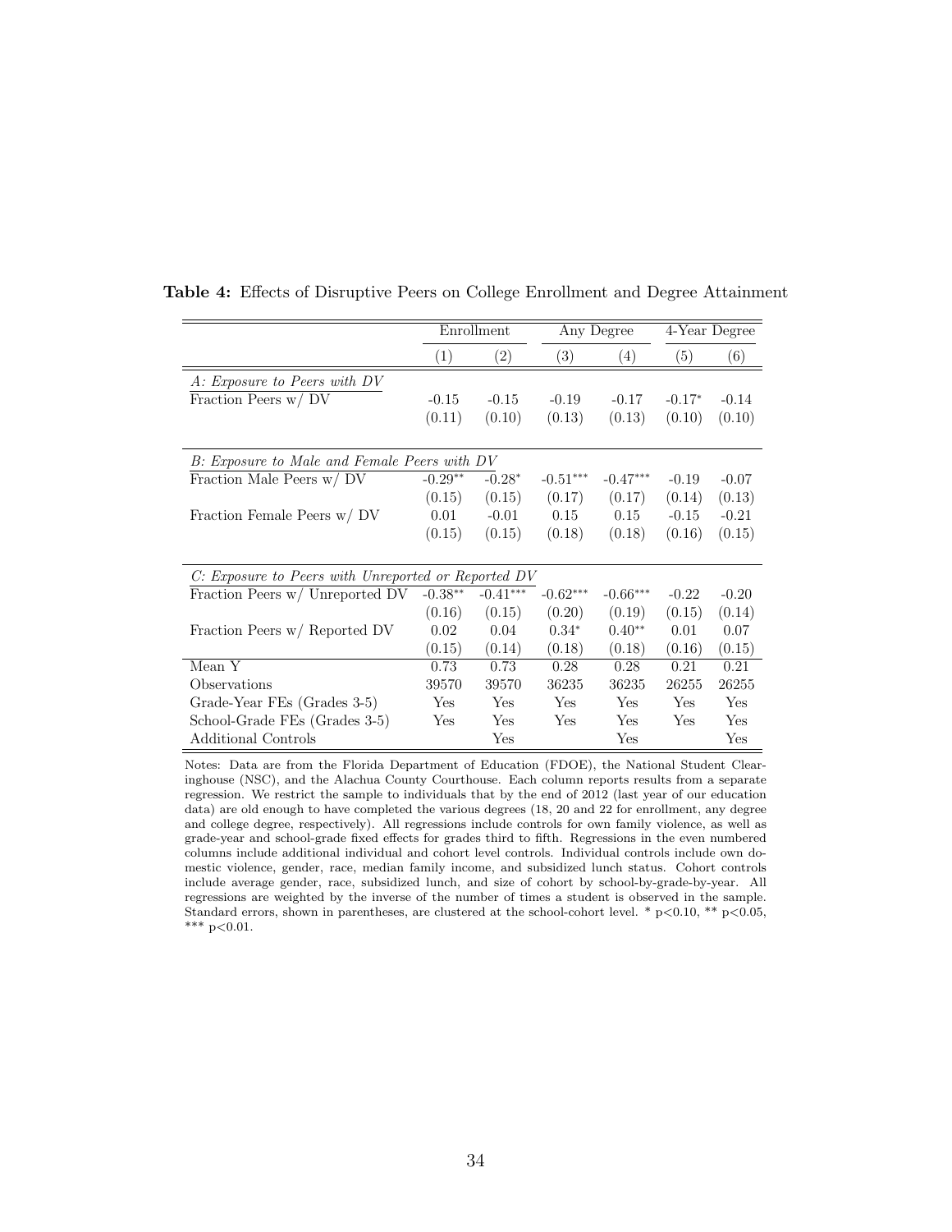**Table 4:** Effects of Disruptive Peers on College Enrollment and Degree Attainment

| | Enrollment | | Any Degree | | 4-Year Degree | |
|---|---|---|---|---|---|---|
| | (1) | (2) | (3) | (4) | (5) | (6) |
| *A: Exposure to Peers with DV* | | | | | | |
| Fraction Peers w/ DV | -0.15 | -0.15 | -0.19 | -0.17 | -0.17* | -0.14 |
| | (0.11) | (0.10) | (0.13) | (0.13) | (0.10) | (0.10) |
| *B: Exposure to Male and Female Peers with DV* | | | | | | |
| Fraction Male Peers w/ DV | -0.29** | -0.28* | -0.51*** | -0.47*** | -0.19 | -0.07 |
| | (0.15) | (0.15) | (0.17) | (0.17) | (0.14) | (0.13) |
| Fraction Female Peers w/ DV | 0.01 | -0.01 | 0.15 | 0.15 | -0.15 | -0.21 |
| | (0.15) | (0.15) | (0.18) | (0.18) | (0.16) | (0.15) |
| *C: Exposure to Peers with Unreported or Reported DV* | | | | | | |
| Fraction Peers w/ Unreported DV | -0.38** | -0.41*** | -0.62*** | -0.66*** | -0.22 | -0.20 |
| | (0.16) | (0.15) | (0.20) | (0.19) | (0.15) | (0.14) |
| Fraction Peers w/ Reported DV | 0.02 | 0.04 | 0.34* | 0.40** | 0.01 | 0.07 |
| | (0.15) | (0.14) | (0.18) | (0.18) | (0.16) | (0.15) |
| Mean Y | 0.73 | 0.73 | 0.28 | 0.28 | 0.21 | 0.21 |
| Observations | 39570 | 39570 | 36235 | 36235 | 26255 | 26255 |
| Grade-Year FEs (Grades 3-5) | Yes | Yes | Yes | Yes | Yes | Yes |
| School-Grade FEs (Grades 3-5) | Yes | Yes | Yes | Yes | Yes | Yes |
| Additional Controls | | Yes | | Yes | | Yes |

Notes: Data are from the Florida Department of Education (FDOE), the National Student Clearinghouse (NSC), and the Alachua County Courthouse. Each column reports results from a separate regression. We restrict the sample to individuals that by the end of 2012 (last year of our education data) are old enough to have completed the various degrees (18, 20 and 22 for enrollment, any degree and college degree, respectively). All regressions include controls for own family violence, as well as grade-year and school-grade fixed effects for grades third to fifth. Regressions in the even numbered columns include additional individual and cohort level controls. Individual controls include own domestic violence, gender, race, median family income, and subsidized lunch status. Cohort controls include average gender, race, subsidized lunch, and size of cohort by school-by-grade-by-year. All regressions are weighted by the inverse of the number of times a student is observed in the sample. Standard errors, shown in parentheses, are clustered at the school-cohort level. * $p<0.10$, ** $p<0.05$, *** $p<0.01$.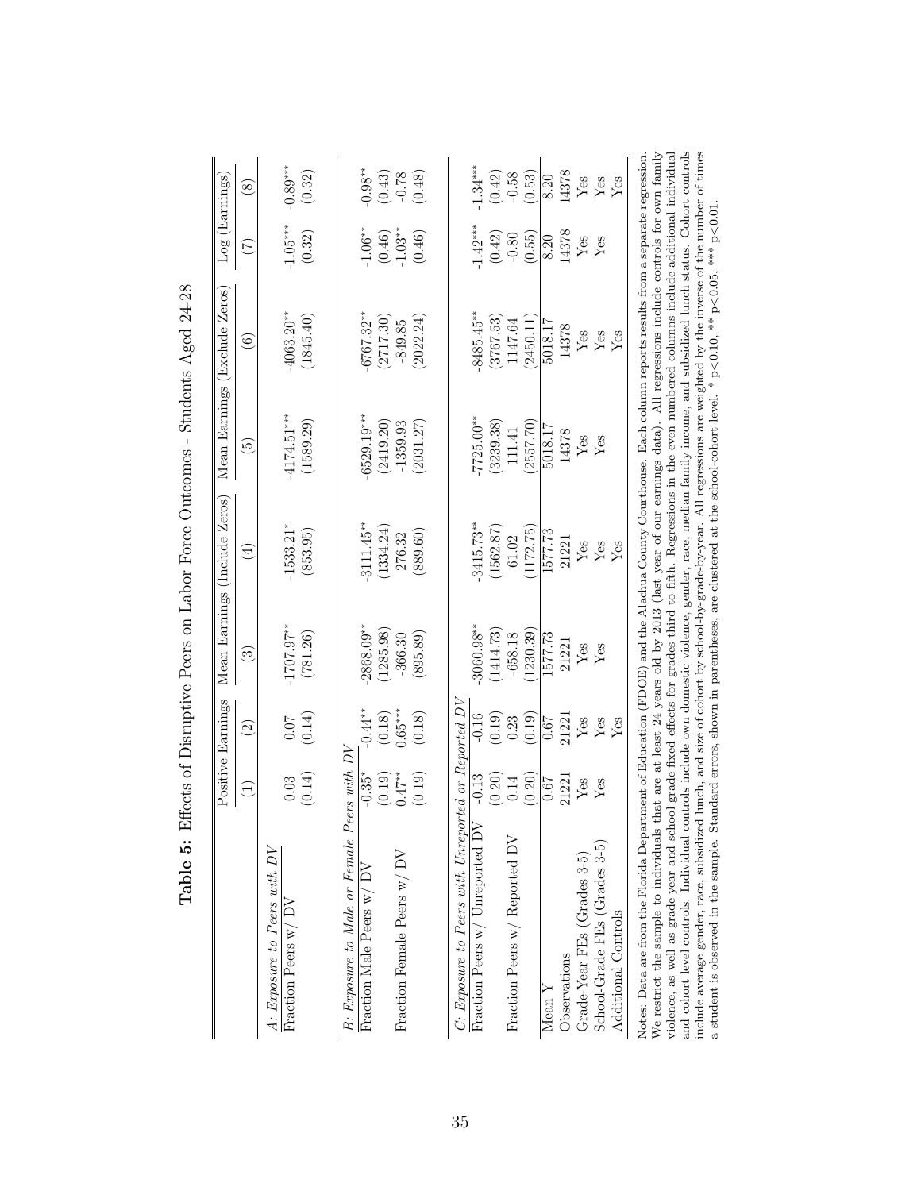**Table 5:** Effects of Disruptive Peers on Labor Force Outcomes - Students Aged 24-28

| | Positive Earnings | | Mean Earnings (Include Zeros) | | Mean Earnings (Exclude Zeros) | | Log (Earnings) | |
|---|---|---|---|---|---|---|---|---|
| | (1) | (2) | (3) | (4) | (5) | (6) | (7) | (8) |
| *A: Exposure to Peers with DV* | | | | | | | | |
| Fraction Peers w/ DV | 0.03 | 0.07 | -1707.97** | -1533.21* | -4174.51*** | -4063.20** | -1.05*** | -0.89*** |
| | (0.14) | (0.14) | (781.26) | (853.95) | (1589.29) | (1845.40) | (0.32) | (0.32) |
| *B: Exposure to Male or Female Peers with DV* | | | | | | | | |
| Fraction Male Peers w/ DV | -0.35* | -0.44** | -2868.09** | -3111.45** | -6529.19*** | -6767.32** | -1.06** | -0.98** |
| | (0.19) | (0.18) | (1285.98) | (1334.24) | (2419.20) | (2717.30) | (0.46) | (0.43) |
| Fraction Female Peers w/ DV | 0.47** | 0.65*** | -366.30 | 276.32 | -1359.93 | -849.85 | -1.03** | -0.78 |
| | (0.19) | (0.18) | (895.89) | (889.60) | (2031.27) | (2022.24) | (0.46) | (0.48) |
| *C: Exposure to Peers with Unreported or Reported DV* | | | | | | | | |
| Fraction Peers w/ Unreported DV | -0.13 | -0.16 | -3060.98** | -3415.73** | -7725.00** | -8485.45** | -1.42*** | -1.34*** |
| | (0.20) | (0.19) | (1414.73) | (1562.87) | (3239.38) | (3767.53) | (0.42) | (0.42) |
| Fraction Peers w/ Reported DV | 0.14 | 0.23 | -658.18 | 61.02 | 111.41 | 1147.64 | -0.80 | -0.58 |
| | (0.20) | (0.19) | (1230.39) | (1172.75) | (2557.70) | (2450.11) | (0.55) | (0.53) |
| Mean Y | 0.67 | 0.67 | 1577.73 | 1577.73 | 5018.17 | 5018.17 | 8.20 | 8.20 |
| Observations | 21221 | 21221 | 21221 | 21221 | 14378 | 14378 | 14378 | 14378 |
| Grade-Year FEs (Grades 3-5) | Yes | Yes | Yes | Yes | Yes | Yes | Yes | Yes |
| School-Grade FEs (Grades 3-5) | Yes | Yes | Yes | Yes | Yes | Yes | Yes | Yes |
| Additional Controls | | Yes | | Yes | | Yes | | Yes |

Notes: Data are from the Florida Department of Education (FDOE) and the Alachua County Courthouse. Each column reports results from a separate regression. We restrict the sample to individuals that are at least 24 years old by 2013 (last year of our earnings data). All regressions include controls for own family violence, as well as grade-year and school-grade fixed effects for grades third to fifth. Regressions in the even numbered columns include additional individual and cohort level controls. Individual controls include own domestic violence, gender, race, median family income, and subsidized lunch status. Cohort controls include average gender, race, subsidized lunch, and size of cohort by school-by-grade-by-year. All regressions are weighted by the inverse of the number of times a student is observed in the sample. Standard errors, shown in parentheses, are clustered at the school-cohort level. * p<0.10, ** p<0.05, *** p<0.01.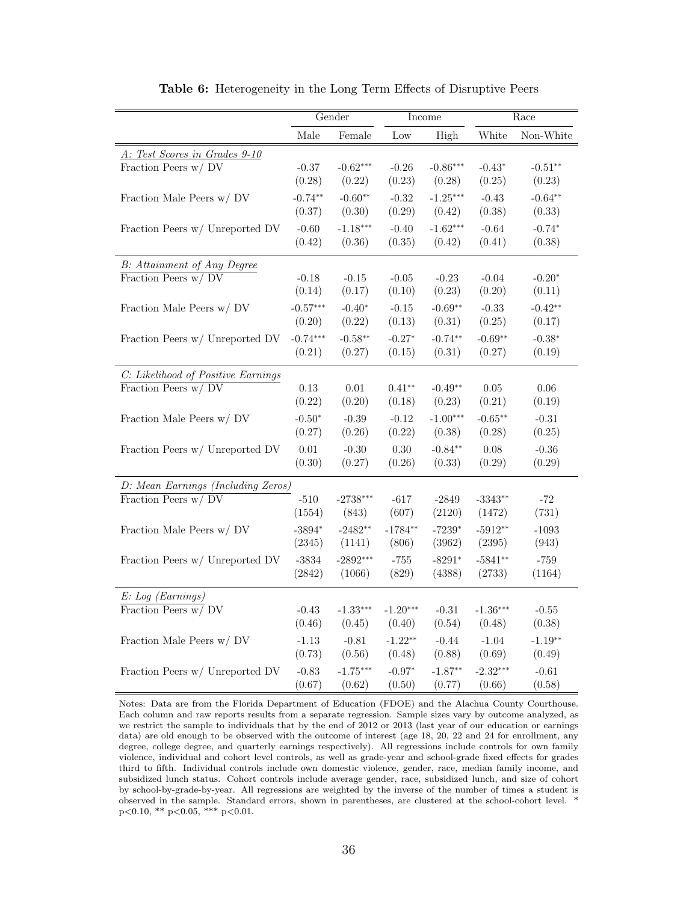**Table 6:** Heterogeneity in the Long Term Effects of Disruptive Peers

| | Gender | | Income | | Race | |
|---|---|---|---|---|---|---|
| | Male | Female | Low | High | White | Non-White |
| *A: Test Scores in Grades 9-10* | | | | | | |
| Fraction Peers w/ DV | -0.37 | -0.62*** | -0.26 | -0.86*** | -0.43* | -0.51** |
| | (0.28) | (0.22) | (0.23) | (0.28) | (0.25) | (0.23) |
| Fraction Male Peers w/ DV | -0.74** | -0.60** | -0.32 | -1.25*** | -0.43 | -0.64** |
| | (0.37) | (0.30) | (0.29) | (0.42) | (0.38) | (0.33) |
| Fraction Peers w/ Unreported DV | -0.60 | -1.18*** | -0.40 | -1.62*** | -0.64 | -0.74* |
| | (0.42) | (0.36) | (0.35) | (0.42) | (0.41) | (0.38) |
| *B: Attainment of Any Degree* | | | | | | |
| Fraction Peers w/ DV | -0.18 | -0.15 | -0.05 | -0.23 | -0.04 | -0.20* |
| | (0.14) | (0.17) | (0.10) | (0.23) | (0.20) | (0.11) |
| Fraction Male Peers w/ DV | -0.57*** | -0.40* | -0.15 | -0.69** | -0.33 | -0.42** |
| | (0.20) | (0.22) | (0.13) | (0.31) | (0.25) | (0.17) |
| Fraction Peers w/ Unreported DV | -0.74*** | -0.58** | -0.27* | -0.74** | -0.69** | -0.38* |
| | (0.21) | (0.27) | (0.15) | (0.31) | (0.27) | (0.19) |
| *C: Likelihood of Positive Earnings* | | | | | | |
| Fraction Peers w/ DV | 0.13 | 0.01 | 0.41** | -0.49** | 0.05 | 0.06 |
| | (0.22) | (0.20) | (0.18) | (0.23) | (0.21) | (0.19) |
| Fraction Male Peers w/ DV | -0.50* | -0.39 | -0.12 | -1.00*** | -0.65** | -0.31 |
| | (0.27) | (0.26) | (0.22) | (0.38) | (0.28) | (0.25) |
| Fraction Peers w/ Unreported DV | 0.01 | -0.30 | 0.30 | -0.84** | 0.08 | -0.36 |
| | (0.30) | (0.27) | (0.26) | (0.33) | (0.29) | (0.29) |
| *D: Mean Earnings (Including Zeros)* | | | | | | |
| Fraction Peers w/ DV | -510 | -2738*** | -617 | -2849 | -3343** | -72 |
| | (1554) | (843) | (607) | (2120) | (1472) | (731) |
| Fraction Male Peers w/ DV | -3894* | -2482** | -1784** | -7239* | -5912** | -1093 |
| | (2345) | (1141) | (806) | (3962) | (2395) | (943) |
| Fraction Peers w/ Unreported DV | -3834 | -2892*** | -755 | -8291* | -5841** | -759 |
| | (2842) | (1066) | (829) | (4388) | (2733) | (1164) |
| *E: Log (Earnings)* | | | | | | |
| Fraction Peers w/ DV | -0.43 | -1.33*** | -1.20*** | -0.31 | -1.36*** | -0.55 |
| | (0.46) | (0.45) | (0.40) | (0.54) | (0.48) | (0.38) |
| Fraction Male Peers w/ DV | -1.13 | -0.81 | -1.22** | -0.44 | -1.04 | -1.19** |
| | (0.73) | (0.56) | (0.48) | (0.88) | (0.69) | (0.49) |
| Fraction Peers w/ Unreported DV | -0.83 | -1.75*** | -0.97* | -1.87** | -2.32*** | -0.61 |
| | (0.67) | (0.62) | (0.50) | (0.77) | (0.66) | (0.58) |

Notes: Data are from the Florida Department of Education (FDOE) and the Alachua County Courthouse. Each column and raw reports results from a separate regression. Sample sizes vary by outcome analyzed, as we restrict the sample to individuals that by the end of 2012 or 2013 (last year of our education or earnings data) are old enough to be observed with the outcome of interest (age 18, 20, 22 and 24 for enrollment, any degree, college degree, and quarterly earnings respectively). All regressions include controls for own family violence, individual and cohort level controls, as well as grade-year and school-grade fixed effects for grades third to fifth. Individual controls include own domestic violence, gender, race, median family income, and subsidized lunch status. Cohort controls include average gender, race, subsidized lunch, and size of cohort by school-by-grade-by-year. All regressions are weighted by the inverse of the number of times a student is observed in the sample. Standard errors, shown in parentheses, are clustered at the school-cohort level. * $p<0.10$, ** $p<0.05$, *** $p<0.01$.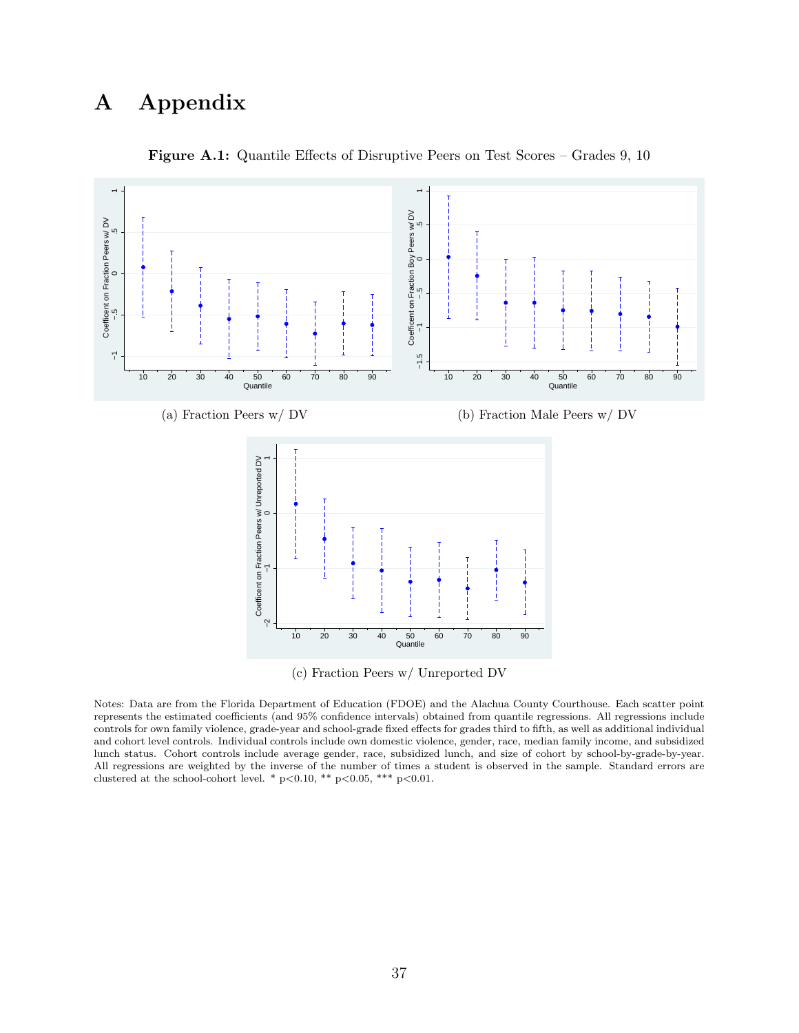# A Appendix

**Figure A.1:** Quantile Effects of Disruptive Peers on Test Scores – Grades 9, 10

(a) Fraction Peers w/ DV

(b) Fraction Male Peers w/ DV

(c) Fraction Peers w/ Unreported DV

Notes: Data are from the Florida Department of Education (FDOE) and the Alachua County Courthouse. Each scatter point represents the estimated coefficients (and 95% confidence intervals) obtained from quantile regressions. All regressions include controls for own family violence, grade-year and school-grade fixed effects for grades third to fifth, as well as additional individual and cohort level controls. Individual controls include own domestic violence, gender, race, median family income, and subsidized lunch status. Cohort controls include average gender, race, subsidized lunch, and size of cohort by school-by-grade-by-year. All regressions are weighted by the inverse of the number of times a student is observed in the sample. Standard errors are clustered at the school-cohort level. * p<0.10, ** p<0.05, *** p<0.01.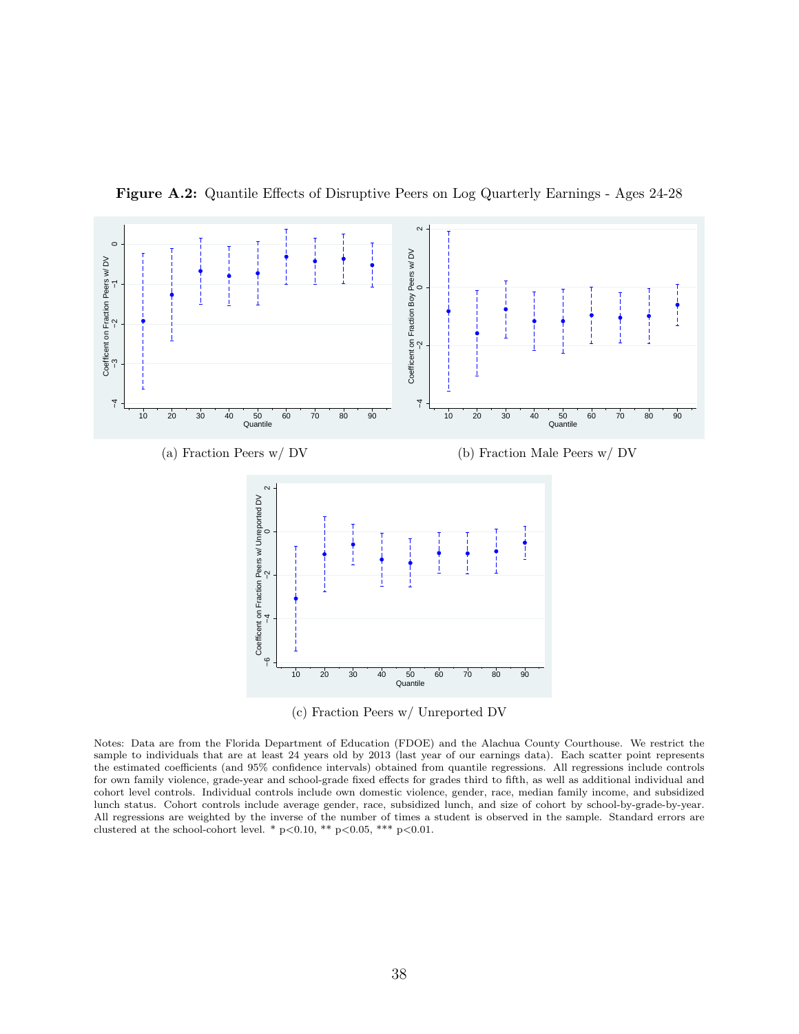**Figure A.2:** Quantile Effects of Disruptive Peers on Log Quarterly Earnings - Ages 24-28

(a) Fraction Peers w/ DV

(b) Fraction Male Peers w/ DV

(c) Fraction Peers w/ Unreported DV

Notes: Data are from the Florida Department of Education (FDOE) and the Alachua County Courthouse. We restrict the sample to individuals that are at least 24 years old by 2013 (last year of our earnings data). Each scatter point represents the estimated coefficients (and 95% confidence intervals) obtained from quantile regressions. All regressions include controls for own family violence, grade-year and school-grade fixed effects for grades third to fifth, as well as additional individual and cohort level controls. Individual controls include own domestic violence, gender, race, median family income, and subsidized lunch status. Cohort controls include average gender, race, subsidized lunch, and size of cohort by school-by-grade-by-year. All regressions are weighted by the inverse of the number of times a student is observed in the sample. Standard errors are clustered at the school-cohort level. * $p<0.10$, ** $p<0.05$, *** $p<0.01$.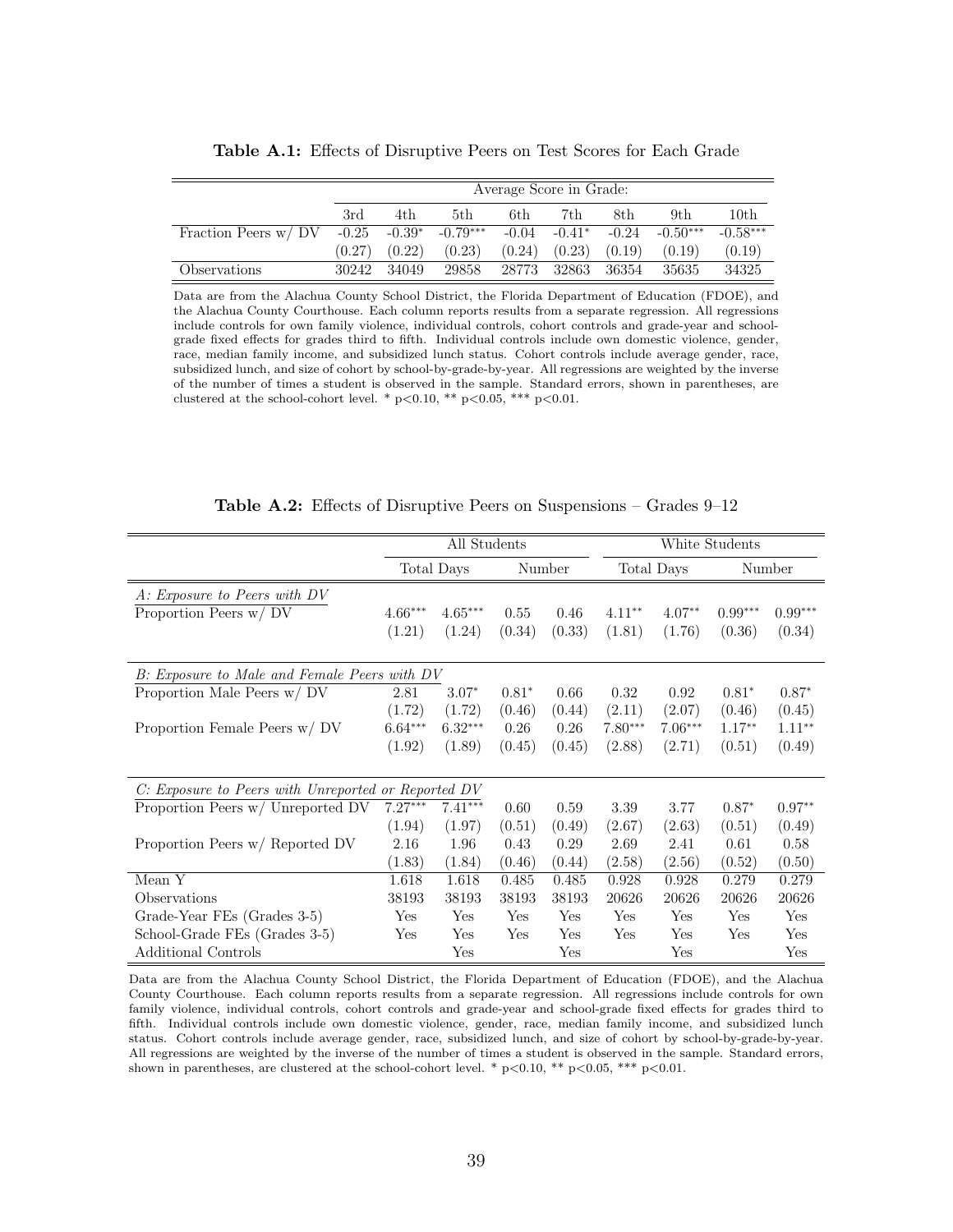**Table A.1:** Effects of Disruptive Peers on Test Scores for Each Grade

| | Average Score in Grade: | | | | | | | |
|---|---|---|---|---|---|---|---|---|
| | 3rd | 4th | 5th | 6th | 7th | 8th | 9th | 10th |
| Fraction Peers w/ DV | -0.25 | -0.39* | -0.79*** | -0.04 | -0.41* | -0.24 | -0.50*** | -0.58*** |
| | (0.27) | (0.22) | (0.23) | (0.24) | (0.23) | (0.19) | (0.19) | (0.19) |
| Observations | 30242 | 34049 | 29858 | 28773 | 32863 | 36354 | 35635 | 34325 |

Data are from the Alachua County School District, the Florida Department of Education (FDOE), and the Alachua County Courthouse. Each column reports results from a separate regression. All regressions include controls for own family violence, individual controls, cohort controls and grade-year and school-grade fixed effects for grades third to fifth. Individual controls include own domestic violence, gender, race, median family income, and subsidized lunch status. Cohort controls include average gender, race, subsidized lunch, and size of cohort by school-by-grade-by-year. All regressions are weighted by the inverse of the number of times a student is observed in the sample. Standard errors, shown in parentheses, are clustered at the school-cohort level. * p<0.10, ** p<0.05, *** p<0.01.

**Table A.2:** Effects of Disruptive Peers on Suspensions – Grades 9–12

| | All Students | | | | White Students | | | |
|---|---|---|---|---|---|---|---|---|
| | Total Days | | Number | | Total Days | | Number | |
| *A: Exposure to Peers with DV* | | | | | | | | |
| Proportion Peers w/ DV | 4.66*** | 4.65*** | 0.55 | 0.46 | 4.11** | 4.07** | 0.99*** | 0.99*** |
| | (1.21) | (1.24) | (0.34) | (0.33) | (1.81) | (1.76) | (0.36) | (0.34) |
| *B: Exposure to Male and Female Peers with DV* | | | | | | | | |
| Proportion Male Peers w/ DV | 2.81 | 3.07* | 0.81* | 0.66 | 0.32 | 0.92 | 0.81* | 0.87* |
| | (1.72) | (1.72) | (0.46) | (0.44) | (2.11) | (2.07) | (0.46) | (0.45) |
| Proportion Female Peers w/ DV | 6.64*** | 6.32*** | 0.26 | 0.26 | 7.80*** | 7.06*** | 1.17** | 1.11** |
| | (1.92) | (1.89) | (0.45) | (0.45) | (2.88) | (2.71) | (0.51) | (0.49) |
| *C: Exposure to Peers with Unreported or Reported DV* | | | | | | | | |
| Proportion Peers w/ Unreported DV | 7.27*** | 7.41*** | 0.60 | 0.59 | 3.39 | 3.77 | 0.87* | 0.97** |
| | (1.94) | (1.97) | (0.51) | (0.49) | (2.67) | (2.63) | (0.51) | (0.49) |
| Proportion Peers w/ Reported DV | 2.16 | 1.96 | 0.43 | 0.29 | 2.69 | 2.41 | 0.61 | 0.58 |
| | (1.83) | (1.84) | (0.46) | (0.44) | (2.58) | (2.56) | (0.52) | (0.50) |
| Mean Y | 1.618 | 1.618 | 0.485 | 0.485 | 0.928 | 0.928 | 0.279 | 0.279 |
| Observations | 38193 | 38193 | 38193 | 38193 | 20626 | 20626 | 20626 | 20626 |
| Grade-Year FEs (Grades 3-5) | Yes | Yes | Yes | Yes | Yes | Yes | Yes | Yes |
| School-Grade FEs (Grades 3-5) | Yes | Yes | Yes | Yes | Yes | Yes | Yes | Yes |
| Additional Controls | | Yes | | Yes | | Yes | | Yes |

Data are from the Alachua County School District, the Florida Department of Education (FDOE), and the Alachua County Courthouse. Each column reports results from a separate regression. All regressions include controls for own family violence, individual controls, cohort controls and grade-year and school-grade fixed effects for grades third to fifth. Individual controls include own domestic violence, gender, race, median family income, and subsidized lunch status. Cohort controls include average gender, race, subsidized lunch, and size of cohort by school-by-grade-by-year. All regressions are weighted by the inverse of the number of times a student is observed in the sample. Standard errors, shown in parentheses, are clustered at the school-cohort level. * p<0.10, ** p<0.05, *** p<0.01.